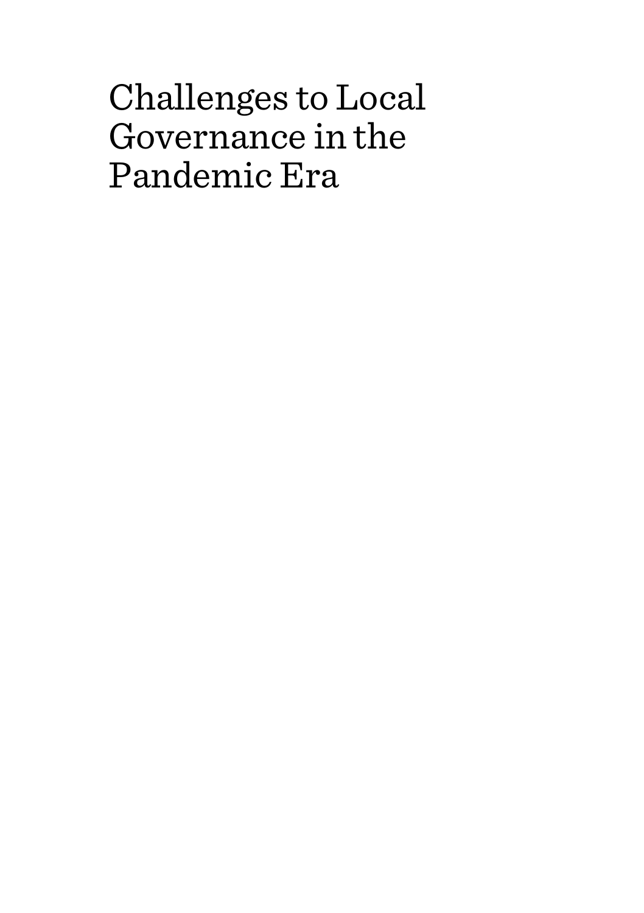# Challenges to Local Governance in the Pandemic Era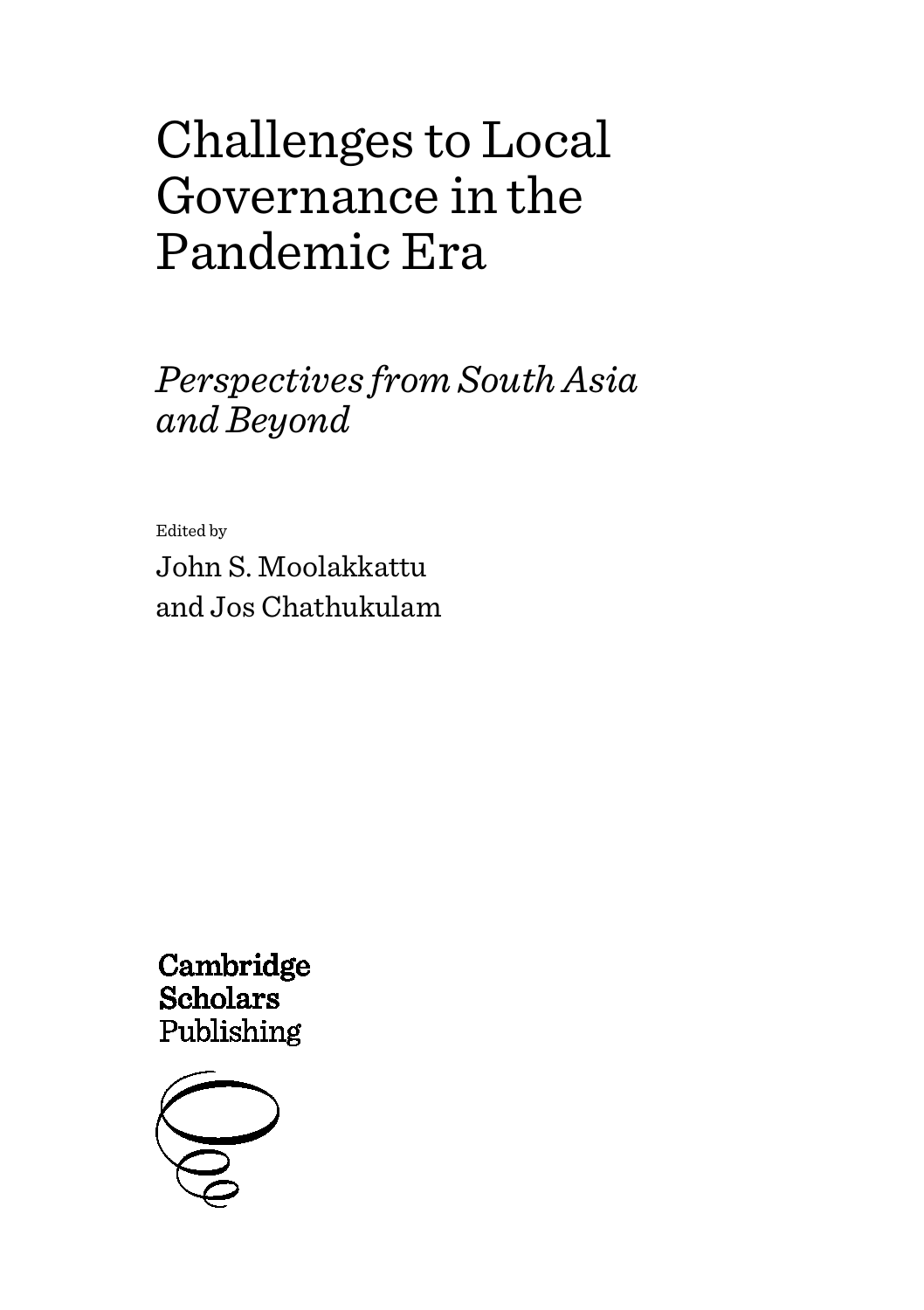# Challenges to Local Governance in the Pandemic Era

## *Perspectives from South Asia and Beyond*

Edited by

John S. Moolakkattu and Jos Chathukulam

Cambridge Scholars Publishing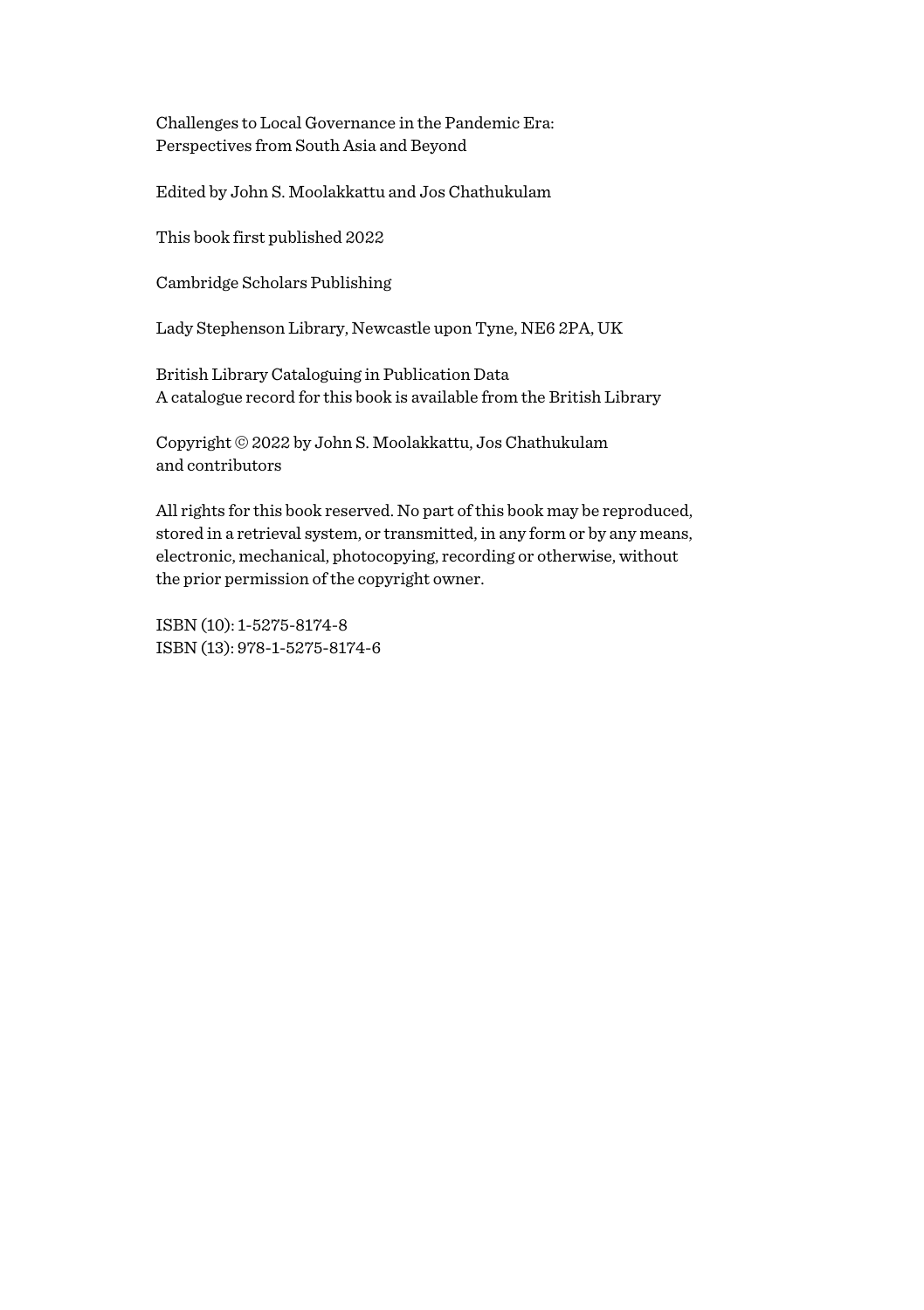Challenges to Local Governance in the Pandemic Era:
Perspectives from South Asia and Beyond

Edited by John S. Moolakkattu and Jos Chathukulam

This book first published 2022

Cambridge Scholars Publishing

Lady Stephenson Library, Newcastle upon Tyne, NE6 2PA, UK

British Library Cataloguing in Publication Data
A catalogue record for this book is available from the British Library

Copyright © 2022 by John S. Moolakkattu, Jos Chathukulam
and contributors

All rights for this book reserved. No part of this book may be reproduced, stored in a retrieval system, or transmitted, in any form or by any means, electronic, mechanical, photocopying, recording or otherwise, without the prior permission of the copyright owner.

ISBN (10): 1-5275-8174-8
ISBN (13): 978-1-5275-8174-6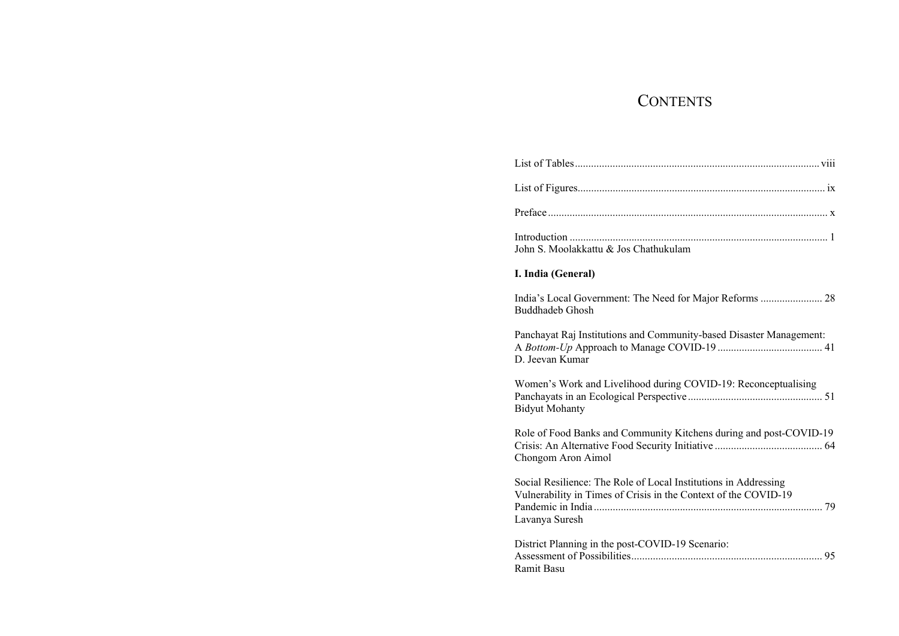# CONTENTS

List of Tables ........ viii

List of Figures ........ ix

Preface ........ x

Introduction ........ 1
John S. Moolakkattu & Jos Chathukulam

**I. India (General)**

India's Local Government: The Need for Major Reforms ........ 28
Buddhadeb Ghosh

Panchayat Raj Institutions and Community-based Disaster Management: A *Bottom-Up* Approach to Manage COVID-19 ........ 41
D. Jeevan Kumar

Women's Work and Livelihood during COVID-19: Reconceptualising Panchayats in an Ecological Perspective ........ 51
Bidyut Mohanty

Role of Food Banks and Community Kitchens during and post-COVID-19 Crisis: An Alternative Food Security Initiative ........ 64
Chongom Aron Aimol

Social Resilience: The Role of Local Institutions in Addressing Vulnerability in Times of Crisis in the Context of the COVID-19 Pandemic in India ........ 79
Lavanya Suresh

District Planning in the post-COVID-19 Scenario: Assessment of Possibilities ........ 95
Ramit Basu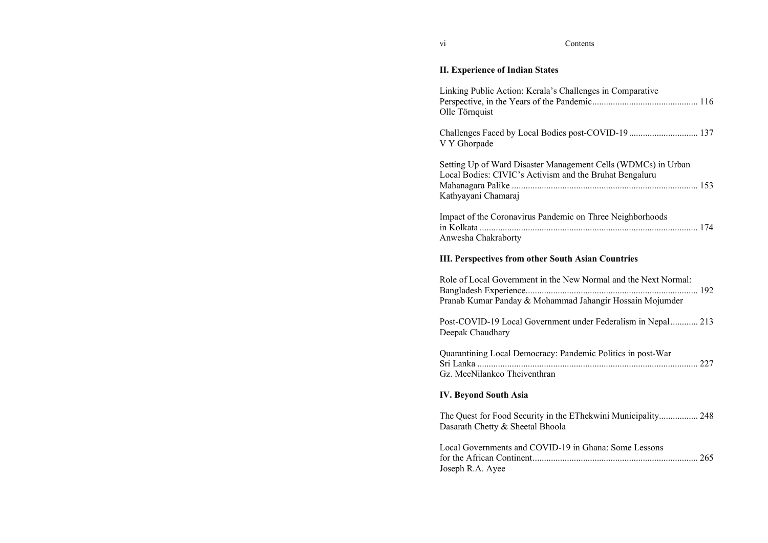## II. Experience of Indian States

Linking Public Action: Kerala's Challenges in Comparative Perspective, in the Years of the Pandemic ............................................. 116
Olle Törnquist

Challenges Faced by Local Bodies post-COVID-19 ............................. 137
V Y Ghorpade

Setting Up of Ward Disaster Management Cells (WDMCs) in Urban Local Bodies: CIVIC's Activism and the Bruhat Bengaluru Mahanagara Palike ................................................................................ 153
Kathyayani Chamaraj

Impact of the Coronavirus Pandemic on Three Neighborhoods in Kolkata .............................................................................................. 174
Anwesha Chakraborty

## III. Perspectives from other South Asian Countries

Role of Local Government in the New Normal and the Next Normal: Bangladesh Experience........................................................................... 192
Pranab Kumar Panday & Mohammad Jahangir Hossain Mojumder

Post-COVID-19 Local Government under Federalism in Nepal ............ 213
Deepak Chaudhary

Quarantining Local Democracy: Pandemic Politics in post-War Sri Lanka ................................................................................................ 227
Gz. MeeNilankco Theiventhran

## IV. Beyond South Asia

The Quest for Food Security in the EThekwini Municipality................. 248
Dasarath Chetty & Sheetal Bhoola

Local Governments and COVID-19 in Ghana: Some Lessons for the African Continent........................................................................ 265
Joseph R.A. Ayee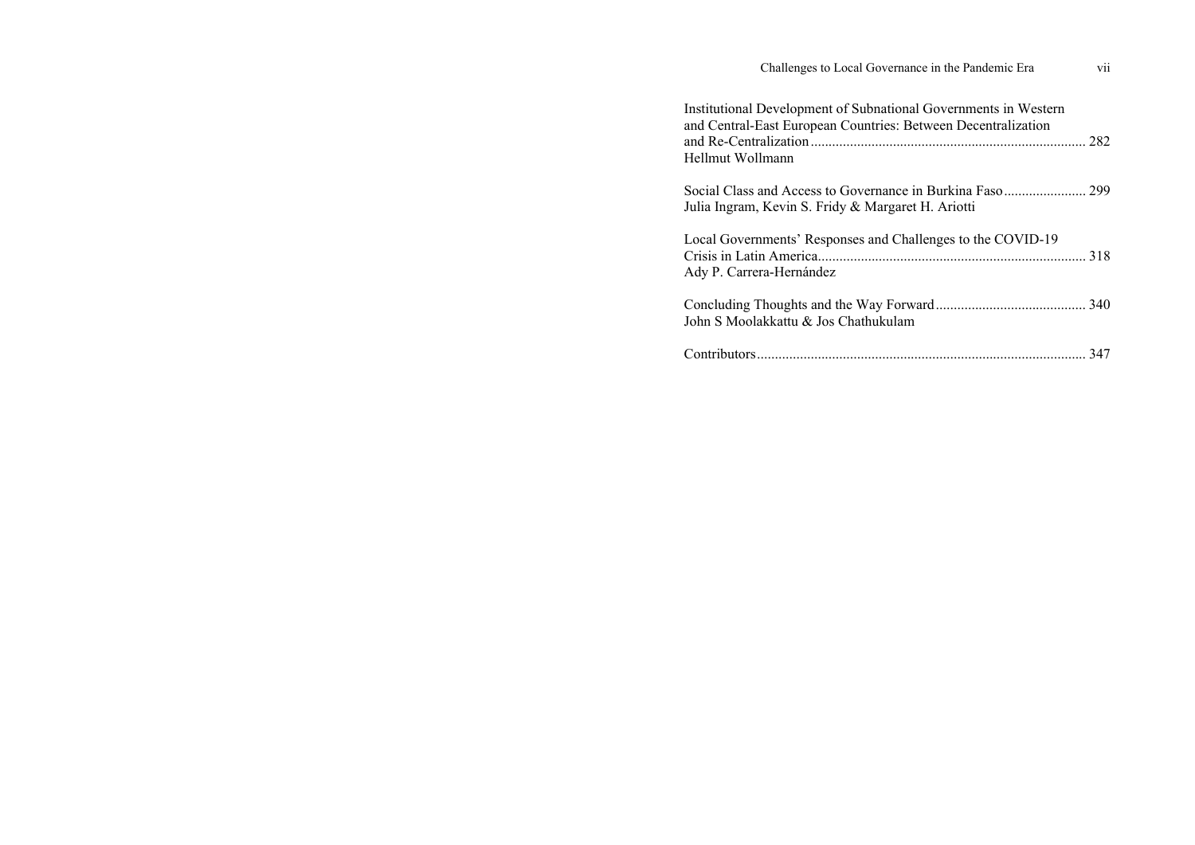Institutional Development of Subnational Governments in Western and Central-East European Countries: Between Decentralization and Re-Centralization ............................................................................ 282
Hellmut Wollmann

Social Class and Access to Governance in Burkina Faso ....................... 299
Julia Ingram, Kevin S. Fridy & Margaret H. Ariotti

Local Governments' Responses and Challenges to the COVID-19 Crisis in Latin America.......................................................................... 318
Ady P. Carrera-Hernández

Concluding Thoughts and the Way Forward .......................................... 340
John S Moolakkattu & Jos Chathukulam

Contributors........................................................................................... 347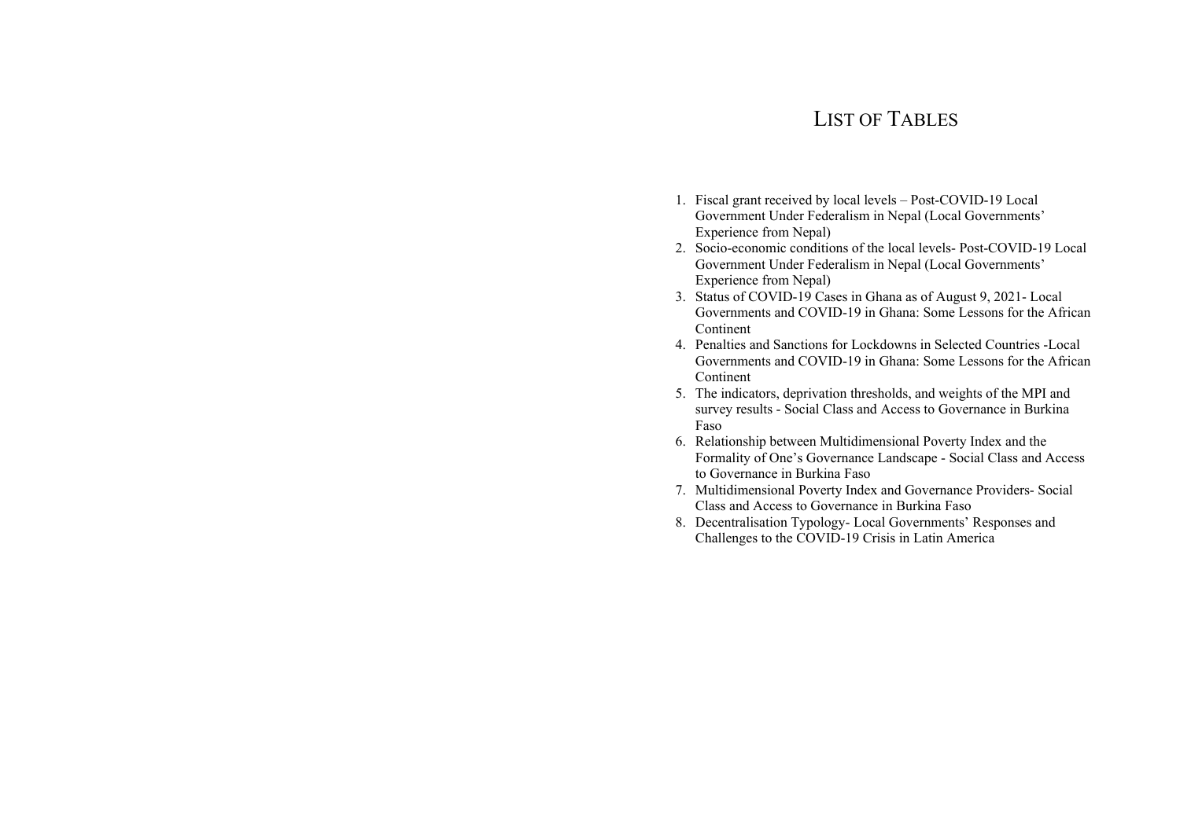# List of Tables

1. Fiscal grant received by local levels – Post-COVID-19 Local Government Under Federalism in Nepal (Local Governments' Experience from Nepal)
2. Socio-economic conditions of the local levels- Post-COVID-19 Local Government Under Federalism in Nepal (Local Governments' Experience from Nepal)
3. Status of COVID-19 Cases in Ghana as of August 9, 2021- Local Governments and COVID-19 in Ghana: Some Lessons for the African Continent
4. Penalties and Sanctions for Lockdowns in Selected Countries -Local Governments and COVID-19 in Ghana: Some Lessons for the African Continent
5. The indicators, deprivation thresholds, and weights of the MPI and survey results - Social Class and Access to Governance in Burkina Faso
6. Relationship between Multidimensional Poverty Index and the Formality of One's Governance Landscape - Social Class and Access to Governance in Burkina Faso
7. Multidimensional Poverty Index and Governance Providers- Social Class and Access to Governance in Burkina Faso
8. Decentralisation Typology- Local Governments' Responses and Challenges to the COVID-19 Crisis in Latin America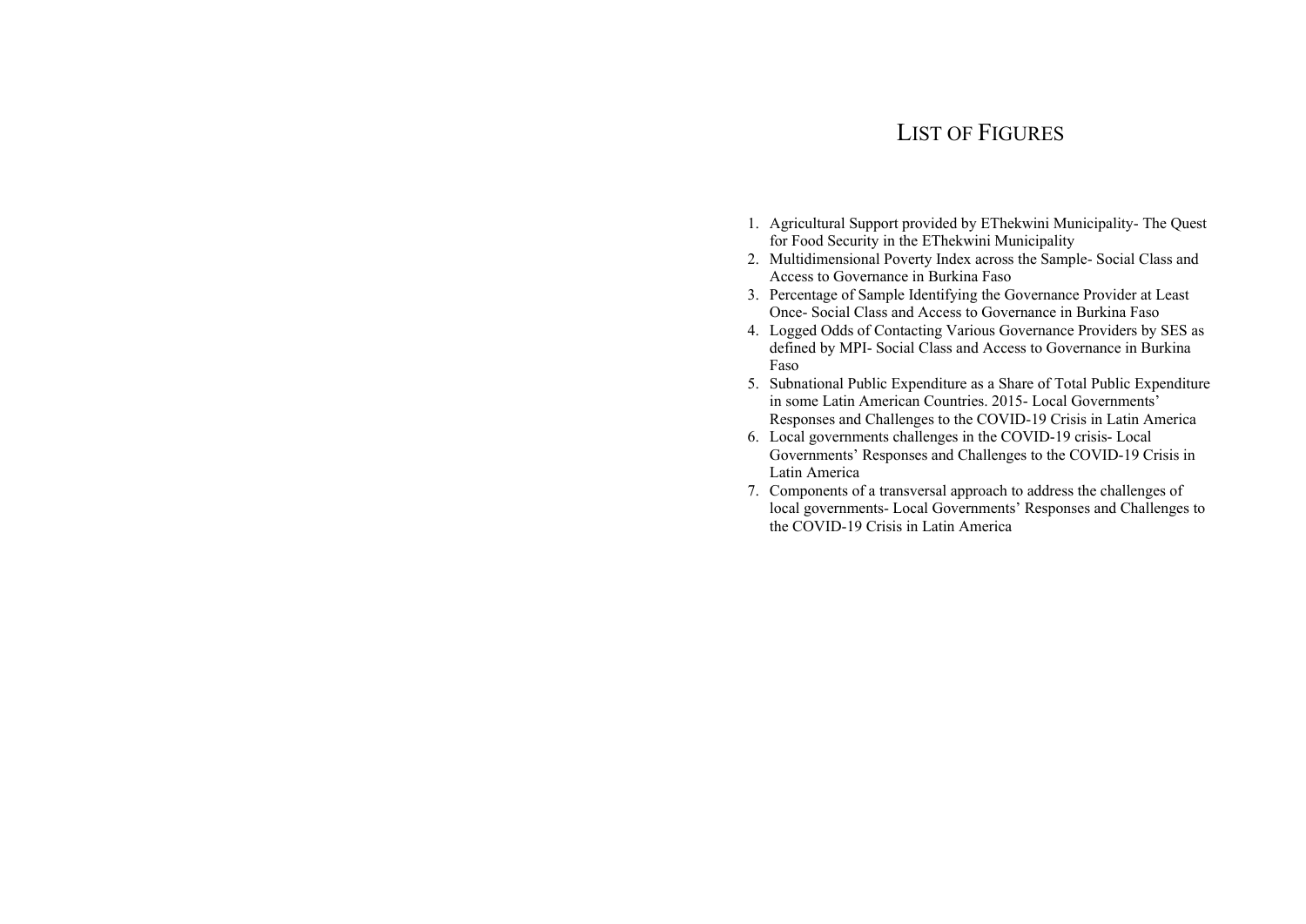# LIST OF FIGURES

1. Agricultural Support provided by EThekwini Municipality- The Quest for Food Security in the EThekwini Municipality
2. Multidimensional Poverty Index across the Sample- Social Class and Access to Governance in Burkina Faso
3. Percentage of Sample Identifying the Governance Provider at Least Once- Social Class and Access to Governance in Burkina Faso
4. Logged Odds of Contacting Various Governance Providers by SES as defined by MPI- Social Class and Access to Governance in Burkina Faso
5. Subnational Public Expenditure as a Share of Total Public Expenditure in some Latin American Countries. 2015- Local Governments' Responses and Challenges to the COVID-19 Crisis in Latin America
6. Local governments challenges in the COVID-19 crisis- Local Governments' Responses and Challenges to the COVID-19 Crisis in Latin America
7. Components of a transversal approach to address the challenges of local governments- Local Governments' Responses and Challenges to the COVID-19 Crisis in Latin America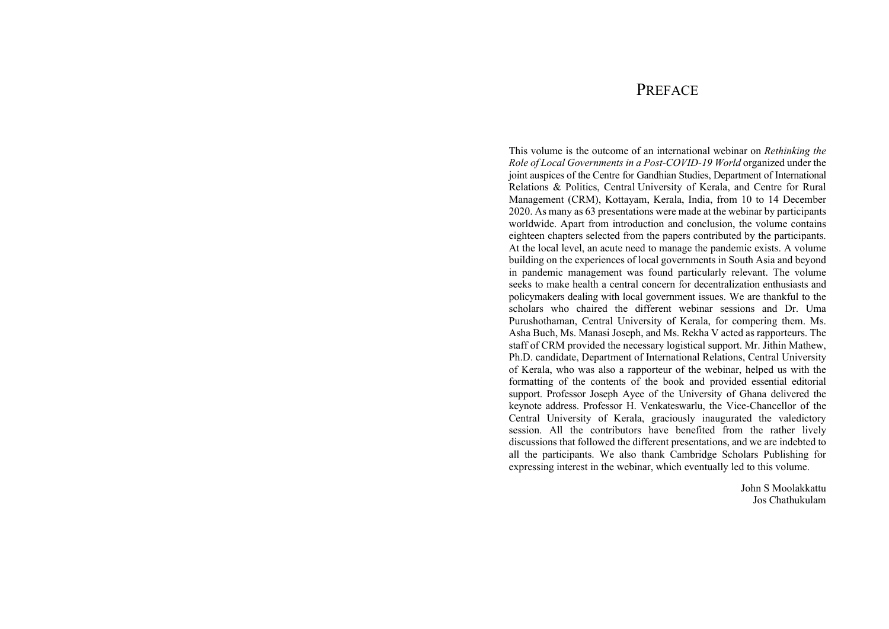# PREFACE

This volume is the outcome of an international webinar on *Rethinking the Role of Local Governments in a Post-COVID-19 World* organized under the joint auspices of the Centre for Gandhian Studies, Department of International Relations & Politics, Central University of Kerala, and Centre for Rural Management (CRM), Kottayam, Kerala, India, from 10 to 14 December 2020. As many as 63 presentations were made at the webinar by participants worldwide. Apart from introduction and conclusion, the volume contains eighteen chapters selected from the papers contributed by the participants. At the local level, an acute need to manage the pandemic exists. A volume building on the experiences of local governments in South Asia and beyond in pandemic management was found particularly relevant. The volume seeks to make health a central concern for decentralization enthusiasts and policymakers dealing with local government issues. We are thankful to the scholars who chaired the different webinar sessions and Dr. Uma Purushothaman, Central University of Kerala, for compering them. Ms. Asha Buch, Ms. Manasi Joseph, and Ms. Rekha V acted as rapporteurs. The staff of CRM provided the necessary logistical support. Mr. Jithin Mathew, Ph.D. candidate, Department of International Relations, Central University of Kerala, who was also a rapporteur of the webinar, helped us with the formatting of the contents of the book and provided essential editorial support. Professor Joseph Ayee of the University of Ghana delivered the keynote address. Professor H. Venkateswarlu, the Vice-Chancellor of the Central University of Kerala, graciously inaugurated the valedictory session. All the contributors have benefited from the rather lively discussions that followed the different presentations, and we are indebted to all the participants. We also thank Cambridge Scholars Publishing for expressing interest in the webinar, which eventually led to this volume.

John S Moolakkattu
Jos Chathukulam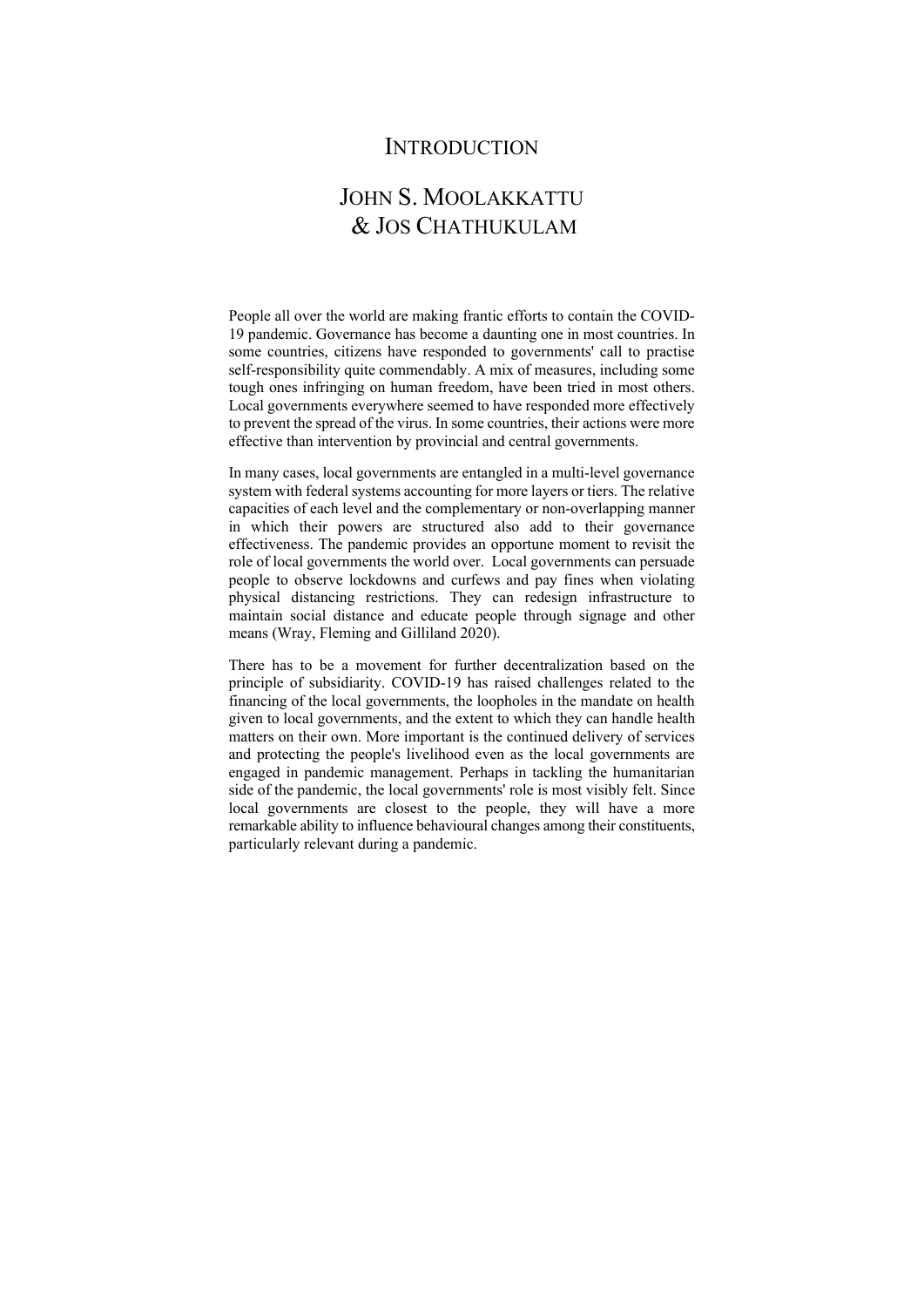# Introduction

## John S. Moolakkattu & Jos Chathukulam

People all over the world are making frantic efforts to contain the COVID-19 pandemic. Governance has become a daunting one in most countries. In some countries, citizens have responded to governments' call to practise self-responsibility quite commendably. A mix of measures, including some tough ones infringing on human freedom, have been tried in most others. Local governments everywhere seemed to have responded more effectively to prevent the spread of the virus. In some countries, their actions were more effective than intervention by provincial and central governments.

In many cases, local governments are entangled in a multi-level governance system with federal systems accounting for more layers or tiers. The relative capacities of each level and the complementary or non-overlapping manner in which their powers are structured also add to their governance effectiveness. The pandemic provides an opportune moment to revisit the role of local governments the world over. Local governments can persuade people to observe lockdowns and curfews and pay fines when violating physical distancing restrictions. They can redesign infrastructure to maintain social distance and educate people through signage and other means (Wray, Fleming and Gilliland 2020).

There has to be a movement for further decentralization based on the principle of subsidiarity. COVID-19 has raised challenges related to the financing of the local governments, the loopholes in the mandate on health given to local governments, and the extent to which they can handle health matters on their own. More important is the continued delivery of services and protecting the people's livelihood even as the local governments are engaged in pandemic management. Perhaps in tackling the humanitarian side of the pandemic, the local governments' role is most visibly felt. Since local governments are closest to the people, they will have a more remarkable ability to influence behavioural changes among their constituents, particularly relevant during a pandemic.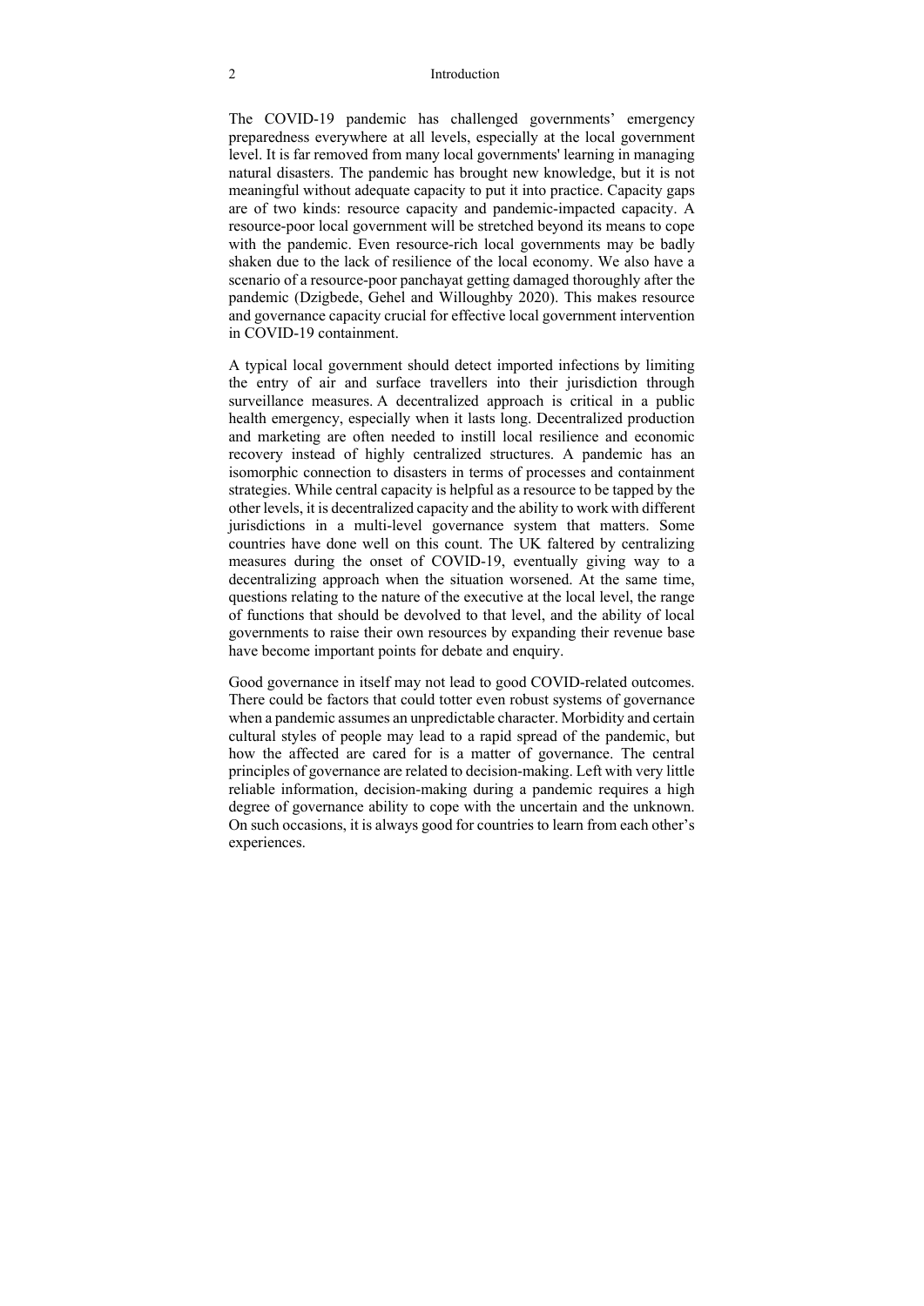The COVID-19 pandemic has challenged governments' emergency preparedness everywhere at all levels, especially at the local government level. It is far removed from many local governments' learning in managing natural disasters. The pandemic has brought new knowledge, but it is not meaningful without adequate capacity to put it into practice. Capacity gaps are of two kinds: resource capacity and pandemic-impacted capacity. A resource-poor local government will be stretched beyond its means to cope with the pandemic. Even resource-rich local governments may be badly shaken due to the lack of resilience of the local economy. We also have a scenario of a resource-poor panchayat getting damaged thoroughly after the pandemic (Dzigbede, Gehel and Willoughby 2020). This makes resource and governance capacity crucial for effective local government intervention in COVID-19 containment.

A typical local government should detect imported infections by limiting the entry of air and surface travellers into their jurisdiction through surveillance measures. A decentralized approach is critical in a public health emergency, especially when it lasts long. Decentralized production and marketing are often needed to instill local resilience and economic recovery instead of highly centralized structures. A pandemic has an isomorphic connection to disasters in terms of processes and containment strategies. While central capacity is helpful as a resource to be tapped by the other levels, it is decentralized capacity and the ability to work with different jurisdictions in a multi-level governance system that matters. Some countries have done well on this count. The UK faltered by centralizing measures during the onset of COVID-19, eventually giving way to a decentralizing approach when the situation worsened. At the same time, questions relating to the nature of the executive at the local level, the range of functions that should be devolved to that level, and the ability of local governments to raise their own resources by expanding their revenue base have become important points for debate and enquiry.

Good governance in itself may not lead to good COVID-related outcomes. There could be factors that could totter even robust systems of governance when a pandemic assumes an unpredictable character. Morbidity and certain cultural styles of people may lead to a rapid spread of the pandemic, but how the affected are cared for is a matter of governance. The central principles of governance are related to decision-making. Left with very little reliable information, decision-making during a pandemic requires a high degree of governance ability to cope with the uncertain and the unknown. On such occasions, it is always good for countries to learn from each other's experiences.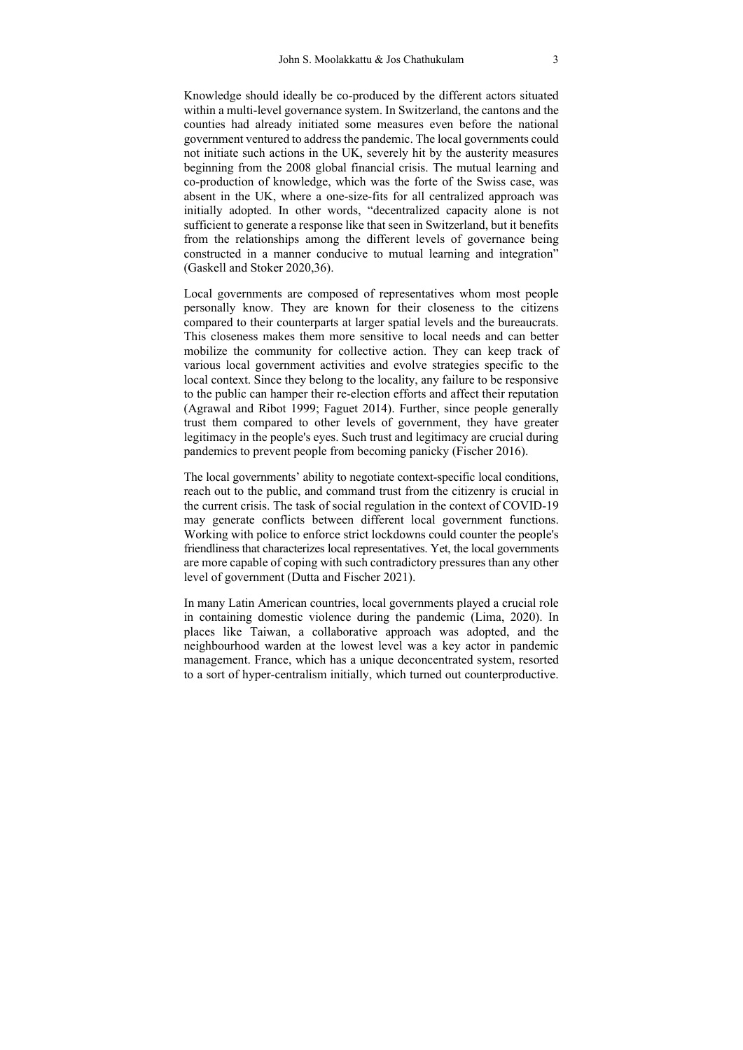Knowledge should ideally be co-produced by the different actors situated within a multi-level governance system. In Switzerland, the cantons and the counties had already initiated some measures even before the national government ventured to address the pandemic. The local governments could not initiate such actions in the UK, severely hit by the austerity measures beginning from the 2008 global financial crisis. The mutual learning and co-production of knowledge, which was the forte of the Swiss case, was absent in the UK, where a one-size-fits for all centralized approach was initially adopted. In other words, "decentralized capacity alone is not sufficient to generate a response like that seen in Switzerland, but it benefits from the relationships among the different levels of governance being constructed in a manner conducive to mutual learning and integration" (Gaskell and Stoker 2020,36).

Local governments are composed of representatives whom most people personally know. They are known for their closeness to the citizens compared to their counterparts at larger spatial levels and the bureaucrats. This closeness makes them more sensitive to local needs and can better mobilize the community for collective action. They can keep track of various local government activities and evolve strategies specific to the local context. Since they belong to the locality, any failure to be responsive to the public can hamper their re-election efforts and affect their reputation (Agrawal and Ribot 1999; Faguet 2014). Further, since people generally trust them compared to other levels of government, they have greater legitimacy in the people's eyes. Such trust and legitimacy are crucial during pandemics to prevent people from becoming panicky (Fischer 2016).

The local governments' ability to negotiate context-specific local conditions, reach out to the public, and command trust from the citizenry is crucial in the current crisis. The task of social regulation in the context of COVID-19 may generate conflicts between different local government functions. Working with police to enforce strict lockdowns could counter the people's friendliness that characterizes local representatives. Yet, the local governments are more capable of coping with such contradictory pressures than any other level of government (Dutta and Fischer 2021).

In many Latin American countries, local governments played a crucial role in containing domestic violence during the pandemic (Lima, 2020). In places like Taiwan, a collaborative approach was adopted, and the neighbourhood warden at the lowest level was a key actor in pandemic management. France, which has a unique deconcentrated system, resorted to a sort of hyper-centralism initially, which turned out counterproductive.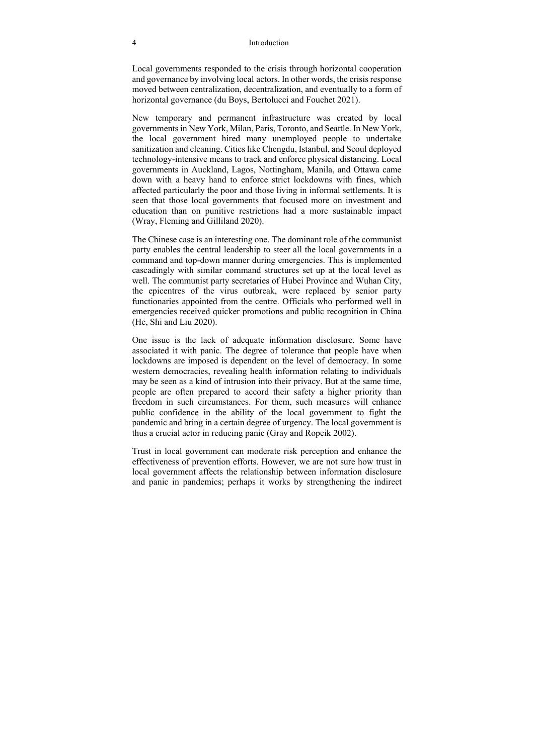Local governments responded to the crisis through horizontal cooperation and governance by involving local actors. In other words, the crisis response moved between centralization, decentralization, and eventually to a form of horizontal governance (du Boys, Bertolucci and Fouchet 2021).

New temporary and permanent infrastructure was created by local governments in New York, Milan, Paris, Toronto, and Seattle. In New York, the local government hired many unemployed people to undertake sanitization and cleaning. Cities like Chengdu, Istanbul, and Seoul deployed technology-intensive means to track and enforce physical distancing. Local governments in Auckland, Lagos, Nottingham, Manila, and Ottawa came down with a heavy hand to enforce strict lockdowns with fines, which affected particularly the poor and those living in informal settlements. It is seen that those local governments that focused more on investment and education than on punitive restrictions had a more sustainable impact (Wray, Fleming and Gilliland 2020).

The Chinese case is an interesting one. The dominant role of the communist party enables the central leadership to steer all the local governments in a command and top-down manner during emergencies. This is implemented cascadingly with similar command structures set up at the local level as well. The communist party secretaries of Hubei Province and Wuhan City, the epicentres of the virus outbreak, were replaced by senior party functionaries appointed from the centre. Officials who performed well in emergencies received quicker promotions and public recognition in China (He, Shi and Liu 2020).

One issue is the lack of adequate information disclosure. Some have associated it with panic. The degree of tolerance that people have when lockdowns are imposed is dependent on the level of democracy. In some western democracies, revealing health information relating to individuals may be seen as a kind of intrusion into their privacy. But at the same time, people are often prepared to accord their safety a higher priority than freedom in such circumstances. For them, such measures will enhance public confidence in the ability of the local government to fight the pandemic and bring in a certain degree of urgency. The local government is thus a crucial actor in reducing panic (Gray and Ropeik 2002).

Trust in local government can moderate risk perception and enhance the effectiveness of prevention efforts. However, we are not sure how trust in local government affects the relationship between information disclosure and panic in pandemics; perhaps it works by strengthening the indirect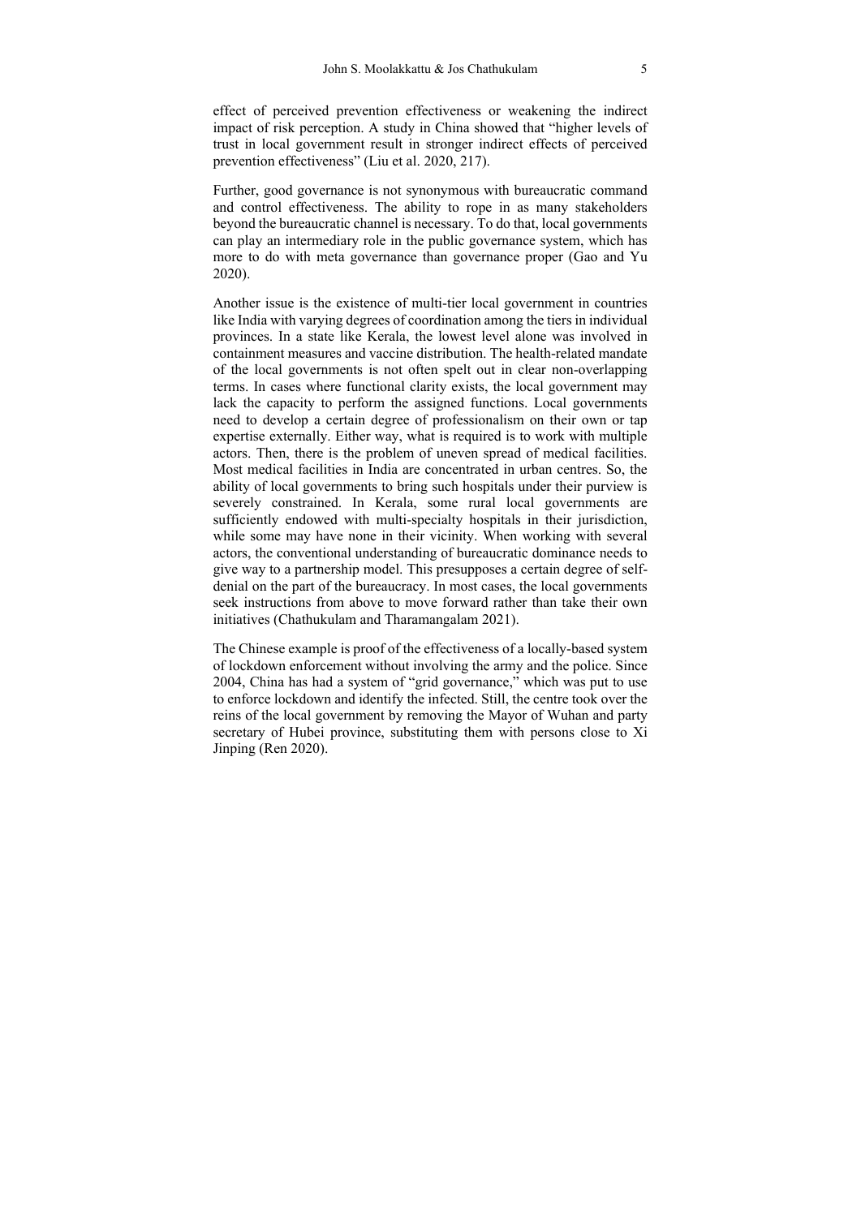effect of perceived prevention effectiveness or weakening the indirect impact of risk perception. A study in China showed that "higher levels of trust in local government result in stronger indirect effects of perceived prevention effectiveness" (Liu et al. 2020, 217).

Further, good governance is not synonymous with bureaucratic command and control effectiveness. The ability to rope in as many stakeholders beyond the bureaucratic channel is necessary. To do that, local governments can play an intermediary role in the public governance system, which has more to do with meta governance than governance proper (Gao and Yu 2020).

Another issue is the existence of multi-tier local government in countries like India with varying degrees of coordination among the tiers in individual provinces. In a state like Kerala, the lowest level alone was involved in containment measures and vaccine distribution. The health-related mandate of the local governments is not often spelt out in clear non-overlapping terms. In cases where functional clarity exists, the local government may lack the capacity to perform the assigned functions. Local governments need to develop a certain degree of professionalism on their own or tap expertise externally. Either way, what is required is to work with multiple actors. Then, there is the problem of uneven spread of medical facilities. Most medical facilities in India are concentrated in urban centres. So, the ability of local governments to bring such hospitals under their purview is severely constrained. In Kerala, some rural local governments are sufficiently endowed with multi-specialty hospitals in their jurisdiction, while some may have none in their vicinity. When working with several actors, the conventional understanding of bureaucratic dominance needs to give way to a partnership model. This presupposes a certain degree of self-denial on the part of the bureaucracy. In most cases, the local governments seek instructions from above to move forward rather than take their own initiatives (Chathukulam and Tharamangalam 2021).

The Chinese example is proof of the effectiveness of a locally-based system of lockdown enforcement without involving the army and the police. Since 2004, China has had a system of "grid governance," which was put to use to enforce lockdown and identify the infected. Still, the centre took over the reins of the local government by removing the Mayor of Wuhan and party secretary of Hubei province, substituting them with persons close to Xi Jinping (Ren 2020).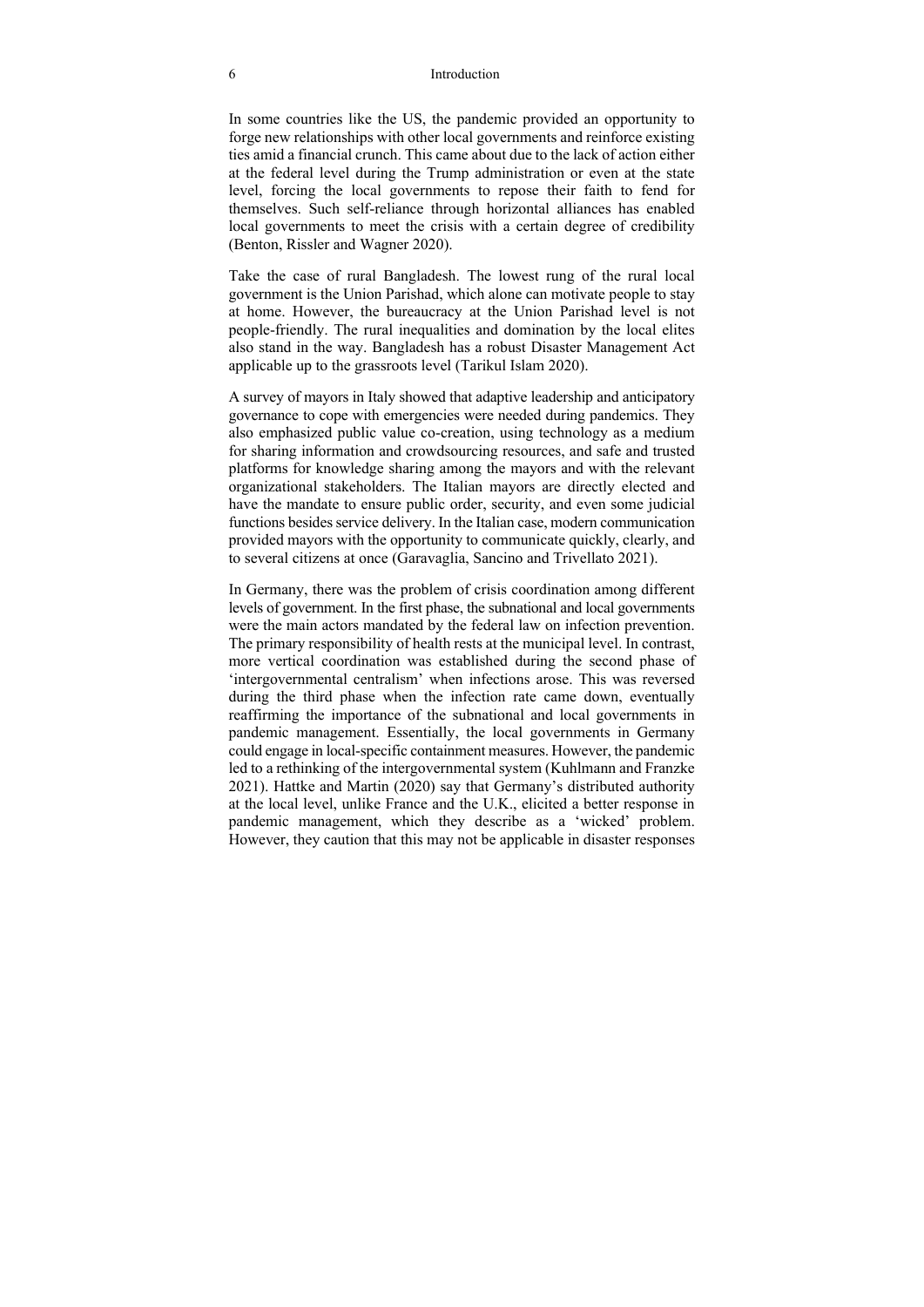In some countries like the US, the pandemic provided an opportunity to forge new relationships with other local governments and reinforce existing ties amid a financial crunch. This came about due to the lack of action either at the federal level during the Trump administration or even at the state level, forcing the local governments to repose their faith to fend for themselves. Such self-reliance through horizontal alliances has enabled local governments to meet the crisis with a certain degree of credibility (Benton, Rissler and Wagner 2020).

Take the case of rural Bangladesh. The lowest rung of the rural local government is the Union Parishad, which alone can motivate people to stay at home. However, the bureaucracy at the Union Parishad level is not people-friendly. The rural inequalities and domination by the local elites also stand in the way. Bangladesh has a robust Disaster Management Act applicable up to the grassroots level (Tarikul Islam 2020).

A survey of mayors in Italy showed that adaptive leadership and anticipatory governance to cope with emergencies were needed during pandemics. They also emphasized public value co-creation, using technology as a medium for sharing information and crowdsourcing resources, and safe and trusted platforms for knowledge sharing among the mayors and with the relevant organizational stakeholders. The Italian mayors are directly elected and have the mandate to ensure public order, security, and even some judicial functions besides service delivery. In the Italian case, modern communication provided mayors with the opportunity to communicate quickly, clearly, and to several citizens at once (Garavaglia, Sancino and Trivellato 2021).

In Germany, there was the problem of crisis coordination among different levels of government. In the first phase, the subnational and local governments were the main actors mandated by the federal law on infection prevention. The primary responsibility of health rests at the municipal level. In contrast, more vertical coordination was established during the second phase of 'intergovernmental centralism' when infections arose. This was reversed during the third phase when the infection rate came down, eventually reaffirming the importance of the subnational and local governments in pandemic management. Essentially, the local governments in Germany could engage in local-specific containment measures. However, the pandemic led to a rethinking of the intergovernmental system (Kuhlmann and Franzke 2021). Hattke and Martin (2020) say that Germany's distributed authority at the local level, unlike France and the U.K., elicited a better response in pandemic management, which they describe as a 'wicked' problem. However, they caution that this may not be applicable in disaster responses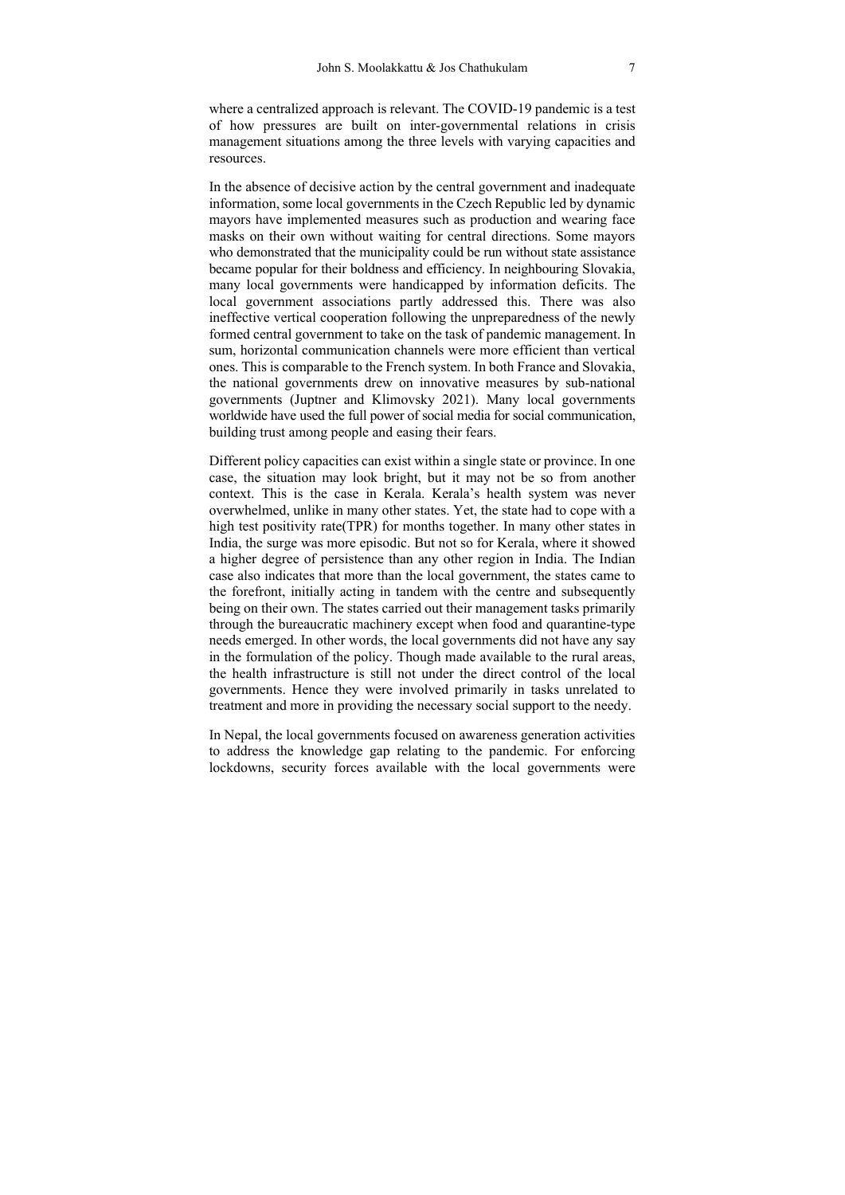where a centralized approach is relevant. The COVID-19 pandemic is a test of how pressures are built on inter-governmental relations in crisis management situations among the three levels with varying capacities and resources.

In the absence of decisive action by the central government and inadequate information, some local governments in the Czech Republic led by dynamic mayors have implemented measures such as production and wearing face masks on their own without waiting for central directions. Some mayors who demonstrated that the municipality could be run without state assistance became popular for their boldness and efficiency. In neighbouring Slovakia, many local governments were handicapped by information deficits. The local government associations partly addressed this. There was also ineffective vertical cooperation following the unpreparedness of the newly formed central government to take on the task of pandemic management. In sum, horizontal communication channels were more efficient than vertical ones. This is comparable to the French system. In both France and Slovakia, the national governments drew on innovative measures by sub-national governments (Juptner and Klimovsky 2021). Many local governments worldwide have used the full power of social media for social communication, building trust among people and easing their fears.

Different policy capacities can exist within a single state or province. In one case, the situation may look bright, but it may not be so from another context. This is the case in Kerala. Kerala's health system was never overwhelmed, unlike in many other states. Yet, the state had to cope with a high test positivity rate(TPR) for months together. In many other states in India, the surge was more episodic. But not so for Kerala, where it showed a higher degree of persistence than any other region in India. The Indian case also indicates that more than the local government, the states came to the forefront, initially acting in tandem with the centre and subsequently being on their own. The states carried out their management tasks primarily through the bureaucratic machinery except when food and quarantine-type needs emerged. In other words, the local governments did not have any say in the formulation of the policy. Though made available to the rural areas, the health infrastructure is still not under the direct control of the local governments. Hence they were involved primarily in tasks unrelated to treatment and more in providing the necessary social support to the needy.

In Nepal, the local governments focused on awareness generation activities to address the knowledge gap relating to the pandemic. For enforcing lockdowns, security forces available with the local governments were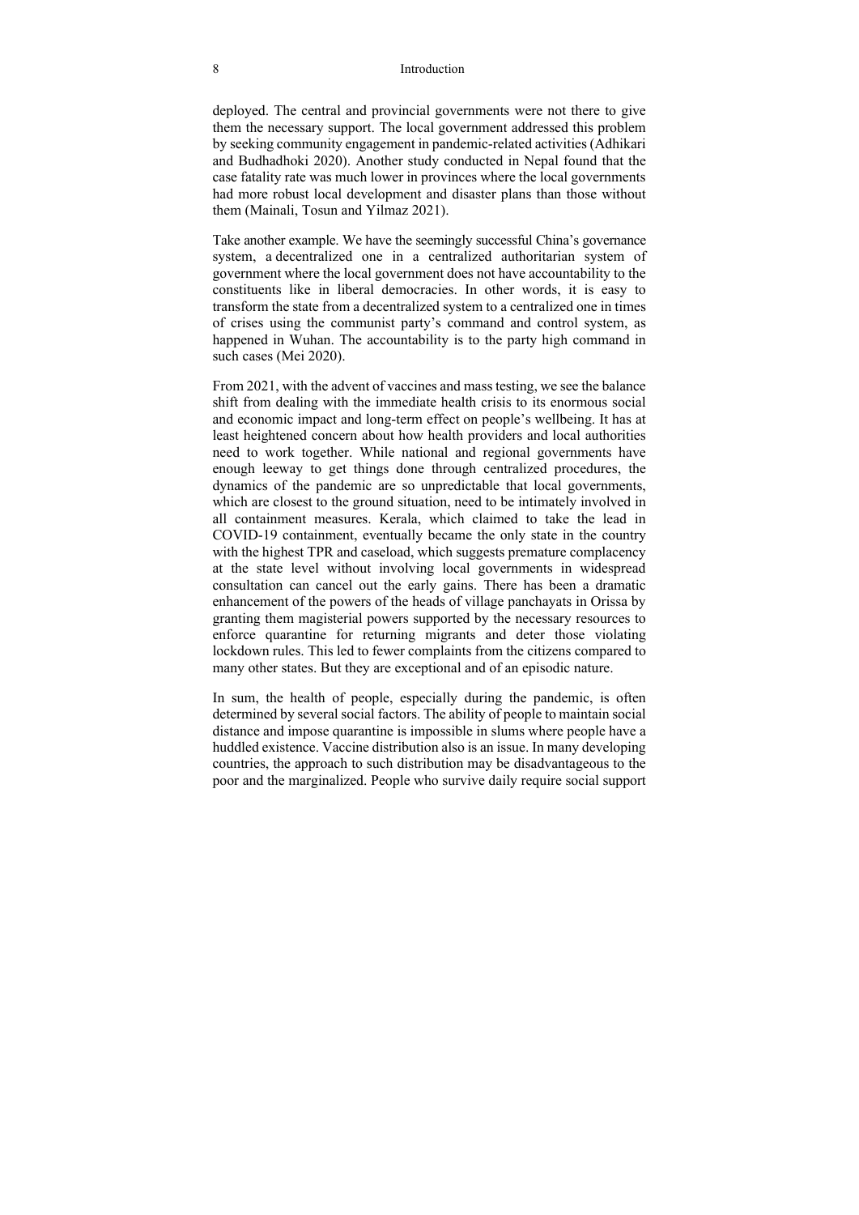deployed. The central and provincial governments were not there to give them the necessary support. The local government addressed this problem by seeking community engagement in pandemic-related activities (Adhikari and Budhadhoki 2020). Another study conducted in Nepal found that the case fatality rate was much lower in provinces where the local governments had more robust local development and disaster plans than those without them (Mainali, Tosun and Yilmaz 2021).

Take another example. We have the seemingly successful China's governance system, a decentralized one in a centralized authoritarian system of government where the local government does not have accountability to the constituents like in liberal democracies. In other words, it is easy to transform the state from a decentralized system to a centralized one in times of crises using the communist party's command and control system, as happened in Wuhan. The accountability is to the party high command in such cases (Mei 2020).

From 2021, with the advent of vaccines and mass testing, we see the balance shift from dealing with the immediate health crisis to its enormous social and economic impact and long-term effect on people's wellbeing. It has at least heightened concern about how health providers and local authorities need to work together. While national and regional governments have enough leeway to get things done through centralized procedures, the dynamics of the pandemic are so unpredictable that local governments, which are closest to the ground situation, need to be intimately involved in all containment measures. Kerala, which claimed to take the lead in COVID-19 containment, eventually became the only state in the country with the highest TPR and caseload, which suggests premature complacency at the state level without involving local governments in widespread consultation can cancel out the early gains. There has been a dramatic enhancement of the powers of the heads of village panchayats in Orissa by granting them magisterial powers supported by the necessary resources to enforce quarantine for returning migrants and deter those violating lockdown rules. This led to fewer complaints from the citizens compared to many other states. But they are exceptional and of an episodic nature.

In sum, the health of people, especially during the pandemic, is often determined by several social factors. The ability of people to maintain social distance and impose quarantine is impossible in slums where people have a huddled existence. Vaccine distribution also is an issue. In many developing countries, the approach to such distribution may be disadvantageous to the poor and the marginalized. People who survive daily require social support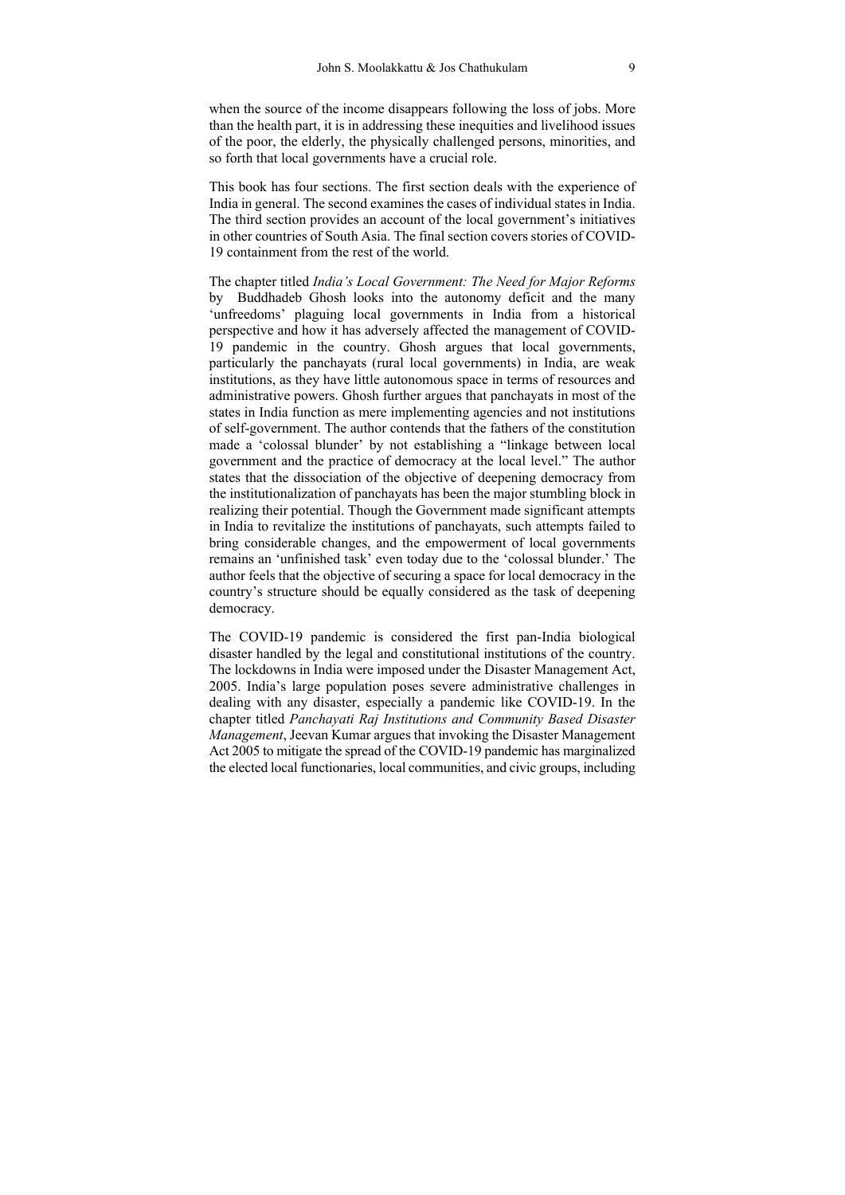when the source of the income disappears following the loss of jobs. More than the health part, it is in addressing these inequities and livelihood issues of the poor, the elderly, the physically challenged persons, minorities, and so forth that local governments have a crucial role.

This book has four sections. The first section deals with the experience of India in general. The second examines the cases of individual states in India. The third section provides an account of the local government's initiatives in other countries of South Asia. The final section covers stories of COVID-19 containment from the rest of the world.

The chapter titled *India's Local Government: The Need for Major Reforms* by Buddhadeb Ghosh looks into the autonomy deficit and the many 'unfreedoms' plaguing local governments in India from a historical perspective and how it has adversely affected the management of COVID-19 pandemic in the country. Ghosh argues that local governments, particularly the panchayats (rural local governments) in India, are weak institutions, as they have little autonomous space in terms of resources and administrative powers. Ghosh further argues that panchayats in most of the states in India function as mere implementing agencies and not institutions of self-government. The author contends that the fathers of the constitution made a 'colossal blunder' by not establishing a "linkage between local government and the practice of democracy at the local level." The author states that the dissociation of the objective of deepening democracy from the institutionalization of panchayats has been the major stumbling block in realizing their potential. Though the Government made significant attempts in India to revitalize the institutions of panchayats, such attempts failed to bring considerable changes, and the empowerment of local governments remains an 'unfinished task' even today due to the 'colossal blunder.' The author feels that the objective of securing a space for local democracy in the country's structure should be equally considered as the task of deepening democracy.

The COVID-19 pandemic is considered the first pan-India biological disaster handled by the legal and constitutional institutions of the country. The lockdowns in India were imposed under the Disaster Management Act, 2005. India's large population poses severe administrative challenges in dealing with any disaster, especially a pandemic like COVID-19. In the chapter titled *Panchayati Raj Institutions and Community Based Disaster Management*, Jeevan Kumar argues that invoking the Disaster Management Act 2005 to mitigate the spread of the COVID-19 pandemic has marginalized the elected local functionaries, local communities, and civic groups, including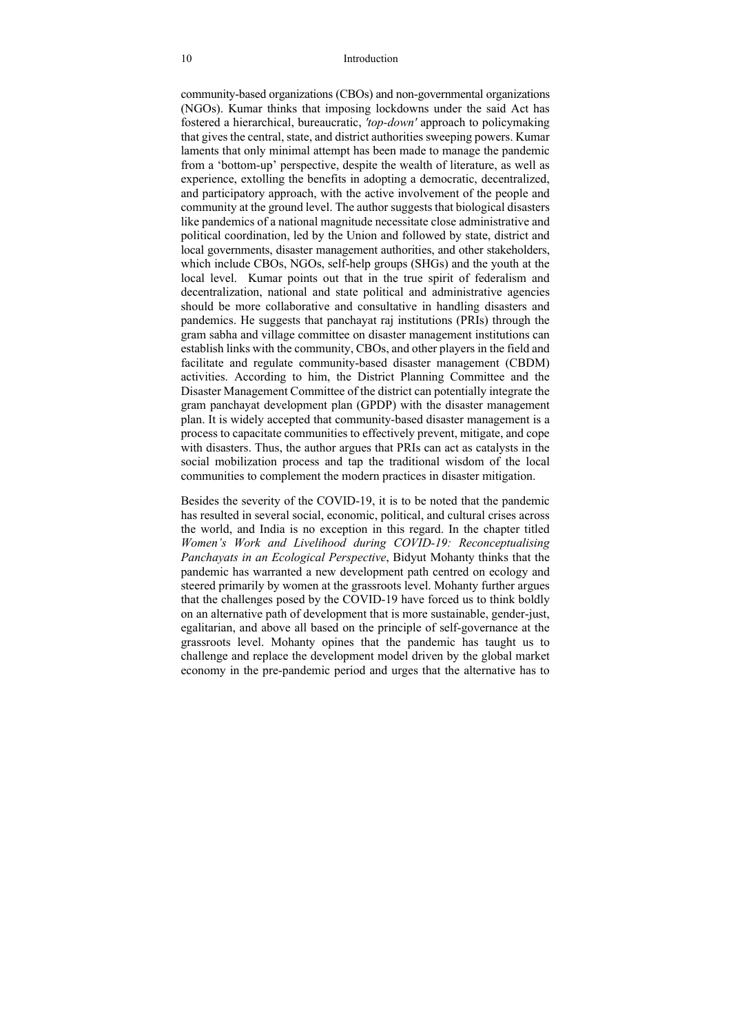community-based organizations (CBOs) and non-governmental organizations (NGOs). Kumar thinks that imposing lockdowns under the said Act has fostered a hierarchical, bureaucratic, *'top-down'* approach to policymaking that gives the central, state, and district authorities sweeping powers. Kumar laments that only minimal attempt has been made to manage the pandemic from a 'bottom-up' perspective, despite the wealth of literature, as well as experience, extolling the benefits in adopting a democratic, decentralized, and participatory approach, with the active involvement of the people and community at the ground level. The author suggests that biological disasters like pandemics of a national magnitude necessitate close administrative and political coordination, led by the Union and followed by state, district and local governments, disaster management authorities, and other stakeholders, which include CBOs, NGOs, self-help groups (SHGs) and the youth at the local level. Kumar points out that in the true spirit of federalism and decentralization, national and state political and administrative agencies should be more collaborative and consultative in handling disasters and pandemics. He suggests that panchayat raj institutions (PRIs) through the gram sabha and village committee on disaster management institutions can establish links with the community, CBOs, and other players in the field and facilitate and regulate community-based disaster management (CBDM) activities. According to him, the District Planning Committee and the Disaster Management Committee of the district can potentially integrate the gram panchayat development plan (GPDP) with the disaster management plan. It is widely accepted that community-based disaster management is a process to capacitate communities to effectively prevent, mitigate, and cope with disasters. Thus, the author argues that PRIs can act as catalysts in the social mobilization process and tap the traditional wisdom of the local communities to complement the modern practices in disaster mitigation.

Besides the severity of the COVID-19, it is to be noted that the pandemic has resulted in several social, economic, political, and cultural crises across the world, and India is no exception in this regard. In the chapter titled *Women's Work and Livelihood during COVID-19: Reconceptualising Panchayats in an Ecological Perspective*, Bidyut Mohanty thinks that the pandemic has warranted a new development path centred on ecology and steered primarily by women at the grassroots level. Mohanty further argues that the challenges posed by the COVID-19 have forced us to think boldly on an alternative path of development that is more sustainable, gender-just, egalitarian, and above all based on the principle of self-governance at the grassroots level. Mohanty opines that the pandemic has taught us to challenge and replace the development model driven by the global market economy in the pre-pandemic period and urges that the alternative has to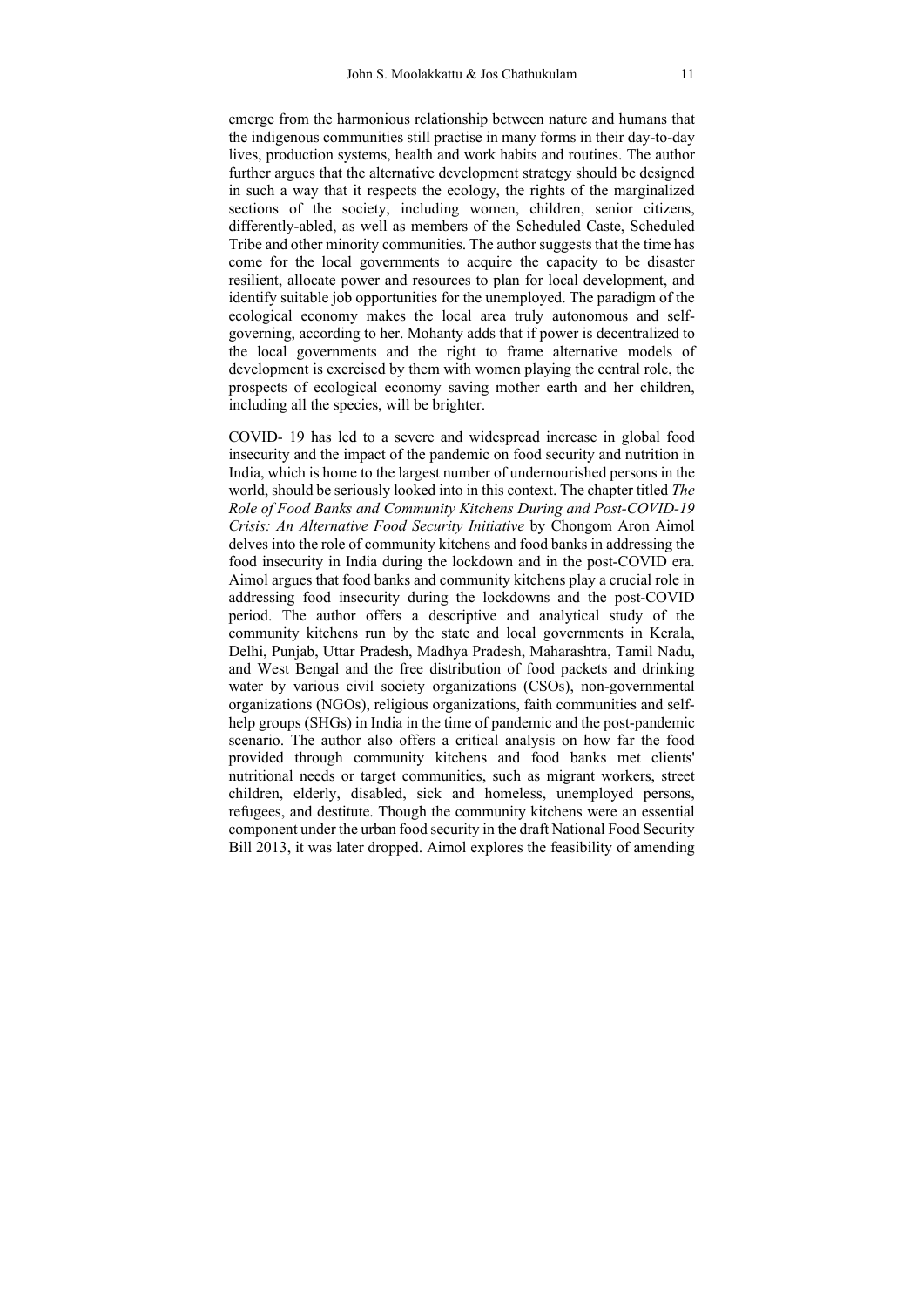emerge from the harmonious relationship between nature and humans that the indigenous communities still practise in many forms in their day-to-day lives, production systems, health and work habits and routines. The author further argues that the alternative development strategy should be designed in such a way that it respects the ecology, the rights of the marginalized sections of the society, including women, children, senior citizens, differently-abled, as well as members of the Scheduled Caste, Scheduled Tribe and other minority communities. The author suggests that the time has come for the local governments to acquire the capacity to be disaster resilient, allocate power and resources to plan for local development, and identify suitable job opportunities for the unemployed. The paradigm of the ecological economy makes the local area truly autonomous and self-governing, according to her. Mohanty adds that if power is decentralized to the local governments and the right to frame alternative models of development is exercised by them with women playing the central role, the prospects of ecological economy saving mother earth and her children, including all the species, will be brighter.

COVID- 19 has led to a severe and widespread increase in global food insecurity and the impact of the pandemic on food security and nutrition in India, which is home to the largest number of undernourished persons in the world, should be seriously looked into in this context. The chapter titled *The Role of Food Banks and Community Kitchens During and Post-COVID-19 Crisis: An Alternative Food Security Initiative* by Chongom Aron Aimol delves into the role of community kitchens and food banks in addressing the food insecurity in India during the lockdown and in the post-COVID era. Aimol argues that food banks and community kitchens play a crucial role in addressing food insecurity during the lockdowns and the post-COVID period. The author offers a descriptive and analytical study of the community kitchens run by the state and local governments in Kerala, Delhi, Punjab, Uttar Pradesh, Madhya Pradesh, Maharashtra, Tamil Nadu, and West Bengal and the free distribution of food packets and drinking water by various civil society organizations (CSOs), non-governmental organizations (NGOs), religious organizations, faith communities and self-help groups (SHGs) in India in the time of pandemic and the post-pandemic scenario. The author also offers a critical analysis on how far the food provided through community kitchens and food banks met clients' nutritional needs or target communities, such as migrant workers, street children, elderly, disabled, sick and homeless, unemployed persons, refugees, and destitute. Though the community kitchens were an essential component under the urban food security in the draft National Food Security Bill 2013, it was later dropped. Aimol explores the feasibility of amending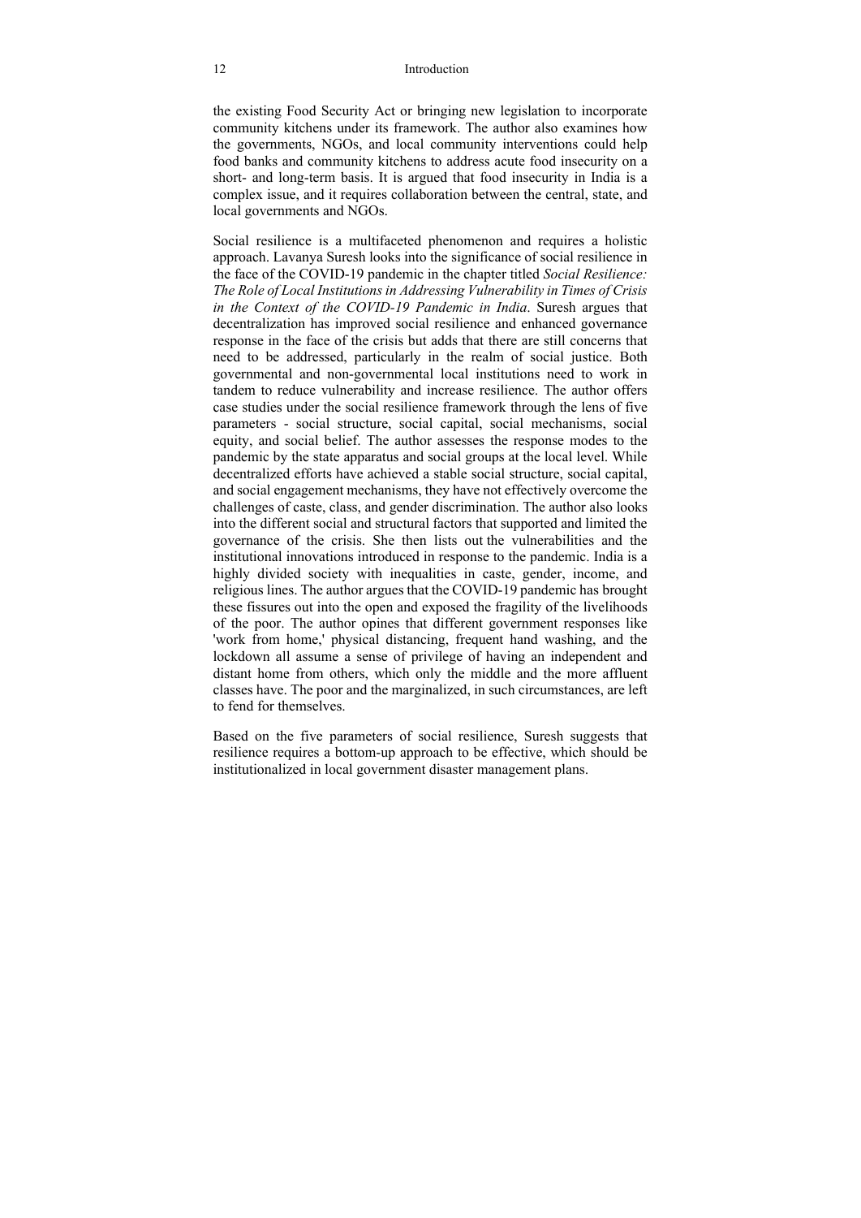the existing Food Security Act or bringing new legislation to incorporate community kitchens under its framework. The author also examines how the governments, NGOs, and local community interventions could help food banks and community kitchens to address acute food insecurity on a short- and long-term basis. It is argued that food insecurity in India is a complex issue, and it requires collaboration between the central, state, and local governments and NGOs.

Social resilience is a multifaceted phenomenon and requires a holistic approach. Lavanya Suresh looks into the significance of social resilience in the face of the COVID-19 pandemic in the chapter titled *Social Resilience: The Role of Local Institutions in Addressing Vulnerability in Times of Crisis in the Context of the COVID-19 Pandemic in India*. Suresh argues that decentralization has improved social resilience and enhanced governance response in the face of the crisis but adds that there are still concerns that need to be addressed, particularly in the realm of social justice. Both governmental and non-governmental local institutions need to work in tandem to reduce vulnerability and increase resilience. The author offers case studies under the social resilience framework through the lens of five parameters - social structure, social capital, social mechanisms, social equity, and social belief. The author assesses the response modes to the pandemic by the state apparatus and social groups at the local level. While decentralized efforts have achieved a stable social structure, social capital, and social engagement mechanisms, they have not effectively overcome the challenges of caste, class, and gender discrimination. The author also looks into the different social and structural factors that supported and limited the governance of the crisis. She then lists out the vulnerabilities and the institutional innovations introduced in response to the pandemic. India is a highly divided society with inequalities in caste, gender, income, and religious lines. The author argues that the COVID-19 pandemic has brought these fissures out into the open and exposed the fragility of the livelihoods of the poor. The author opines that different government responses like 'work from home,' physical distancing, frequent hand washing, and the lockdown all assume a sense of privilege of having an independent and distant home from others, which only the middle and the more affluent classes have. The poor and the marginalized, in such circumstances, are left to fend for themselves.

Based on the five parameters of social resilience, Suresh suggests that resilience requires a bottom-up approach to be effective, which should be institutionalized in local government disaster management plans.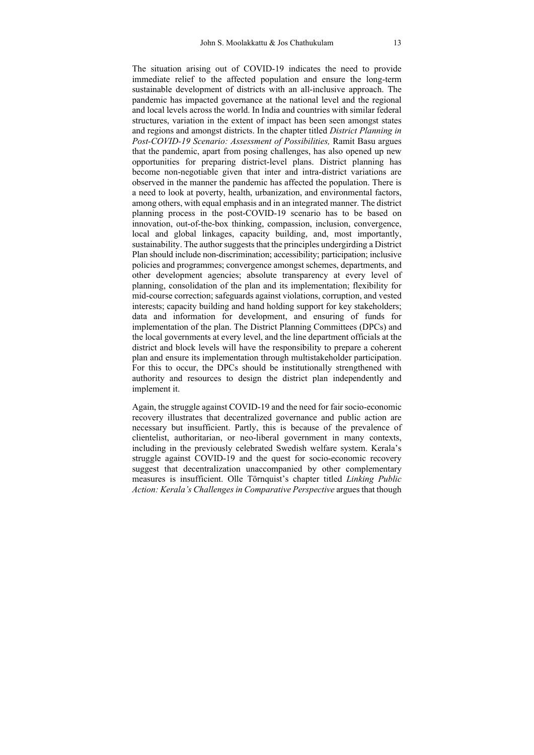The situation arising out of COVID-19 indicates the need to provide immediate relief to the affected population and ensure the long-term sustainable development of districts with an all-inclusive approach. The pandemic has impacted governance at the national level and the regional and local levels across the world. In India and countries with similar federal structures, variation in the extent of impact has been seen amongst states and regions and amongst districts. In the chapter titled *District Planning in Post-COVID-19 Scenario: Assessment of Possibilities,* Ramit Basu argues that the pandemic, apart from posing challenges, has also opened up new opportunities for preparing district-level plans. District planning has become non-negotiable given that inter and intra-district variations are observed in the manner the pandemic has affected the population. There is a need to look at poverty, health, urbanization, and environmental factors, among others, with equal emphasis and in an integrated manner. The district planning process in the post-COVID-19 scenario has to be based on innovation, out-of-the-box thinking, compassion, inclusion, convergence, local and global linkages, capacity building, and, most importantly, sustainability. The author suggests that the principles undergirding a District Plan should include non-discrimination; accessibility; participation; inclusive policies and programmes; convergence amongst schemes, departments, and other development agencies; absolute transparency at every level of planning, consolidation of the plan and its implementation; flexibility for mid-course correction; safeguards against violations, corruption, and vested interests; capacity building and hand holding support for key stakeholders; data and information for development, and ensuring of funds for implementation of the plan. The District Planning Committees (DPCs) and the local governments at every level, and the line department officials at the district and block levels will have the responsibility to prepare a coherent plan and ensure its implementation through multistakeholder participation. For this to occur, the DPCs should be institutionally strengthened with authority and resources to design the district plan independently and implement it.

Again, the struggle against COVID-19 and the need for fair socio-economic recovery illustrates that decentralized governance and public action are necessary but insufficient. Partly, this is because of the prevalence of clientelist, authoritarian, or neo-liberal government in many contexts, including in the previously celebrated Swedish welfare system. Kerala's struggle against COVID-19 and the quest for socio-economic recovery suggest that decentralization unaccompanied by other complementary measures is insufficient. Olle Törnquist's chapter titled *Linking Public Action: Kerala's Challenges in Comparative Perspective* argues that though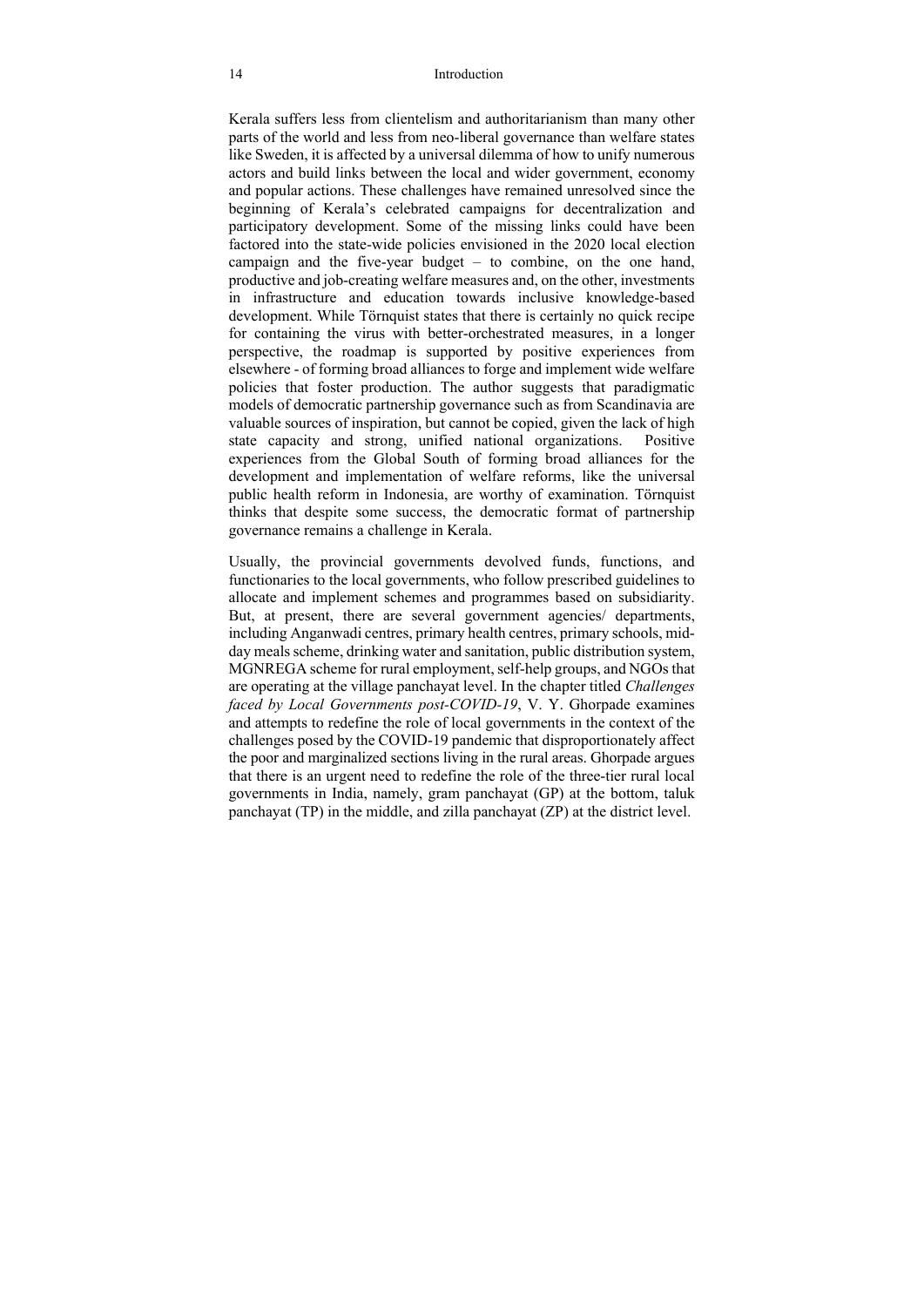Kerala suffers less from clientelism and authoritarianism than many other parts of the world and less from neo-liberal governance than welfare states like Sweden, it is affected by a universal dilemma of how to unify numerous actors and build links between the local and wider government, economy and popular actions. These challenges have remained unresolved since the beginning of Kerala's celebrated campaigns for decentralization and participatory development. Some of the missing links could have been factored into the state-wide policies envisioned in the 2020 local election campaign and the five-year budget – to combine, on the one hand, productive and job-creating welfare measures and, on the other, investments in infrastructure and education towards inclusive knowledge-based development. While Törnquist states that there is certainly no quick recipe for containing the virus with better-orchestrated measures, in a longer perspective, the roadmap is supported by positive experiences from elsewhere - of forming broad alliances to forge and implement wide welfare policies that foster production. The author suggests that paradigmatic models of democratic partnership governance such as from Scandinavia are valuable sources of inspiration, but cannot be copied, given the lack of high state capacity and strong, unified national organizations. Positive experiences from the Global South of forming broad alliances for the development and implementation of welfare reforms, like the universal public health reform in Indonesia, are worthy of examination. Törnquist thinks that despite some success, the democratic format of partnership governance remains a challenge in Kerala.

Usually, the provincial governments devolved funds, functions, and functionaries to the local governments, who follow prescribed guidelines to allocate and implement schemes and programmes based on subsidiarity. But, at present, there are several government agencies/ departments, including Anganwadi centres, primary health centres, primary schools, mid-day meals scheme, drinking water and sanitation, public distribution system, MGNREGA scheme for rural employment, self-help groups, and NGOs that are operating at the village panchayat level. In the chapter titled *Challenges faced by Local Governments post-COVID-19*, V. Y. Ghorpade examines and attempts to redefine the role of local governments in the context of the challenges posed by the COVID-19 pandemic that disproportionately affect the poor and marginalized sections living in the rural areas. Ghorpade argues that there is an urgent need to redefine the role of the three-tier rural local governments in India, namely, gram panchayat (GP) at the bottom, taluk panchayat (TP) in the middle, and zilla panchayat (ZP) at the district level.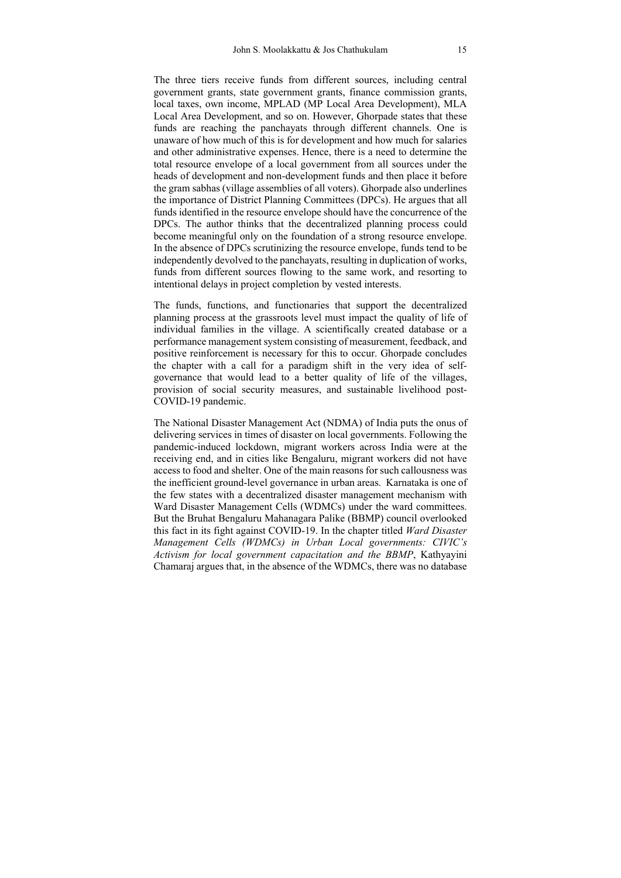The three tiers receive funds from different sources, including central government grants, state government grants, finance commission grants, local taxes, own income, MPLAD (MP Local Area Development), MLA Local Area Development, and so on. However, Ghorpade states that these funds are reaching the panchayats through different channels. One is unaware of how much of this is for development and how much for salaries and other administrative expenses. Hence, there is a need to determine the total resource envelope of a local government from all sources under the heads of development and non-development funds and then place it before the gram sabhas (village assemblies of all voters). Ghorpade also underlines the importance of District Planning Committees (DPCs). He argues that all funds identified in the resource envelope should have the concurrence of the DPCs. The author thinks that the decentralized planning process could become meaningful only on the foundation of a strong resource envelope. In the absence of DPCs scrutinizing the resource envelope, funds tend to be independently devolved to the panchayats, resulting in duplication of works, funds from different sources flowing to the same work, and resorting to intentional delays in project completion by vested interests.

The funds, functions, and functionaries that support the decentralized planning process at the grassroots level must impact the quality of life of individual families in the village. A scientifically created database or a performance management system consisting of measurement, feedback, and positive reinforcement is necessary for this to occur. Ghorpade concludes the chapter with a call for a paradigm shift in the very idea of self-governance that would lead to a better quality of life of the villages, provision of social security measures, and sustainable livelihood post-COVID-19 pandemic.

The National Disaster Management Act (NDMA) of India puts the onus of delivering services in times of disaster on local governments. Following the pandemic-induced lockdown, migrant workers across India were at the receiving end, and in cities like Bengaluru, migrant workers did not have access to food and shelter. One of the main reasons for such callousness was the inefficient ground-level governance in urban areas. Karnataka is one of the few states with a decentralized disaster management mechanism with Ward Disaster Management Cells (WDMCs) under the ward committees. But the Bruhat Bengaluru Mahanagara Palike (BBMP) council overlooked this fact in its fight against COVID-19. In the chapter titled *Ward Disaster Management Cells (WDMCs) in Urban Local governments: CIVIC's Activism for local government capacitation and the BBMP*, Kathyayini Chamaraj argues that, in the absence of the WDMCs, there was no database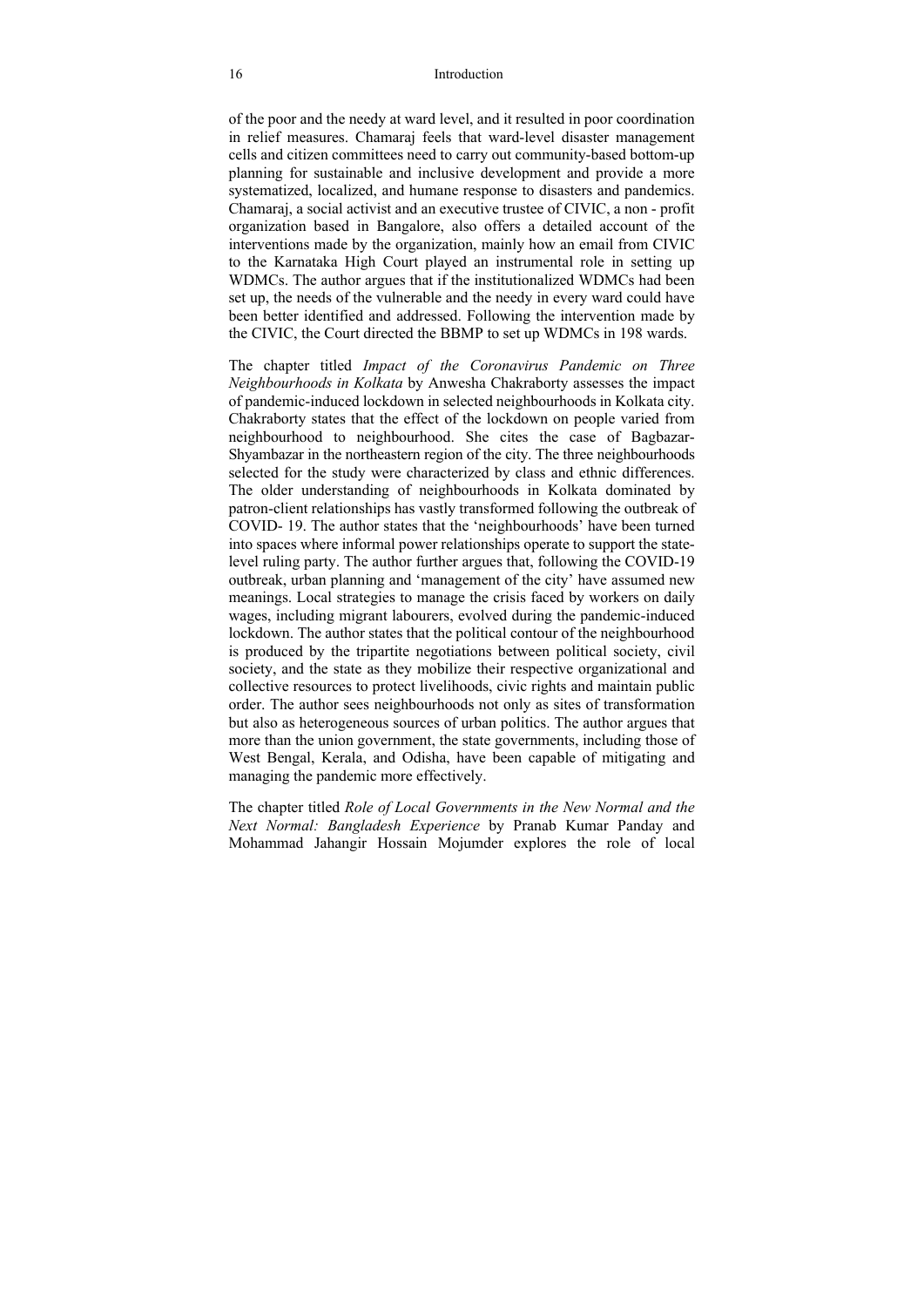of the poor and the needy at ward level, and it resulted in poor coordination in relief measures. Chamaraj feels that ward-level disaster management cells and citizen committees need to carry out community-based bottom-up planning for sustainable and inclusive development and provide a more systematized, localized, and humane response to disasters and pandemics. Chamaraj, a social activist and an executive trustee of CIVIC, a non - profit organization based in Bangalore, also offers a detailed account of the interventions made by the organization, mainly how an email from CIVIC to the Karnataka High Court played an instrumental role in setting up WDMCs. The author argues that if the institutionalized WDMCs had been set up, the needs of the vulnerable and the needy in every ward could have been better identified and addressed. Following the intervention made by the CIVIC, the Court directed the BBMP to set up WDMCs in 198 wards.

The chapter titled *Impact of the Coronavirus Pandemic on Three Neighbourhoods in Kolkata* by Anwesha Chakraborty assesses the impact of pandemic-induced lockdown in selected neighbourhoods in Kolkata city. Chakraborty states that the effect of the lockdown on people varied from neighbourhood to neighbourhood. She cites the case of Bagbazar-Shyambazar in the northeastern region of the city. The three neighbourhoods selected for the study were characterized by class and ethnic differences. The older understanding of neighbourhoods in Kolkata dominated by patron-client relationships has vastly transformed following the outbreak of COVID- 19. The author states that the 'neighbourhoods' have been turned into spaces where informal power relationships operate to support the state-level ruling party. The author further argues that, following the COVID-19 outbreak, urban planning and 'management of the city' have assumed new meanings. Local strategies to manage the crisis faced by workers on daily wages, including migrant labourers, evolved during the pandemic-induced lockdown. The author states that the political contour of the neighbourhood is produced by the tripartite negotiations between political society, civil society, and the state as they mobilize their respective organizational and collective resources to protect livelihoods, civic rights and maintain public order. The author sees neighbourhoods not only as sites of transformation but also as heterogeneous sources of urban politics. The author argues that more than the union government, the state governments, including those of West Bengal, Kerala, and Odisha, have been capable of mitigating and managing the pandemic more effectively.

The chapter titled *Role of Local Governments in the New Normal and the Next Normal: Bangladesh Experience* by Pranab Kumar Panday and Mohammad Jahangir Hossain Mojumder explores the role of local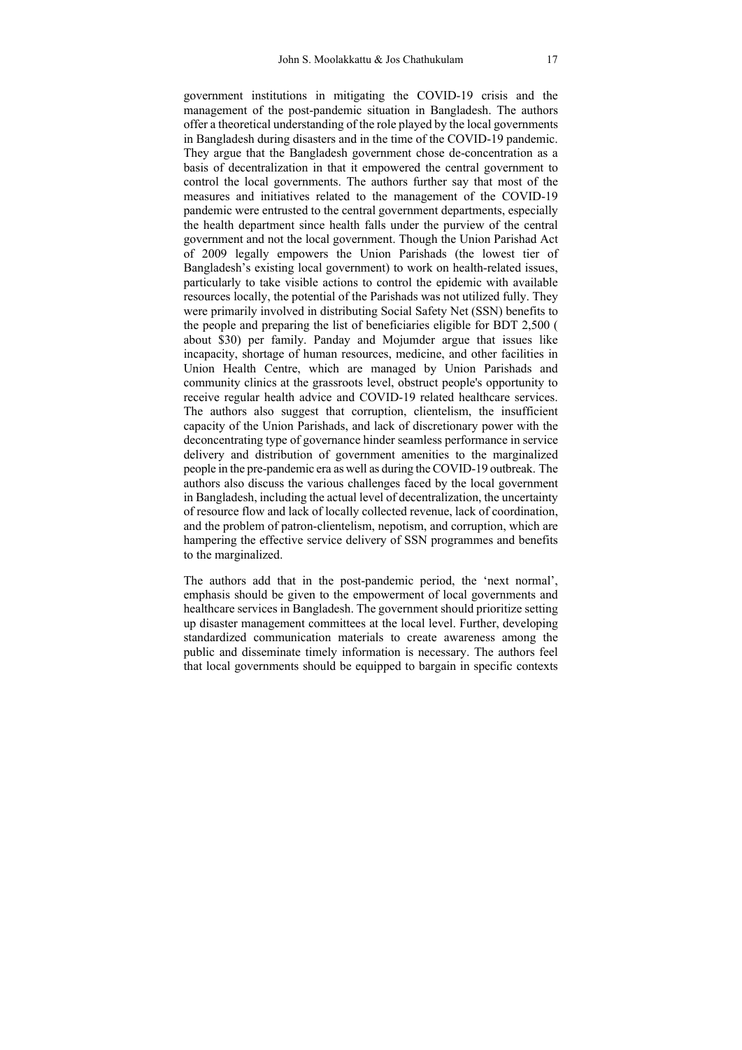government institutions in mitigating the COVID-19 crisis and the management of the post-pandemic situation in Bangladesh. The authors offer a theoretical understanding of the role played by the local governments in Bangladesh during disasters and in the time of the COVID-19 pandemic. They argue that the Bangladesh government chose de-concentration as a basis of decentralization in that it empowered the central government to control the local governments. The authors further say that most of the measures and initiatives related to the management of the COVID-19 pandemic were entrusted to the central government departments, especially the health department since health falls under the purview of the central government and not the local government. Though the Union Parishad Act of 2009 legally empowers the Union Parishads (the lowest tier of Bangladesh's existing local government) to work on health-related issues, particularly to take visible actions to control the epidemic with available resources locally, the potential of the Parishads was not utilized fully. They were primarily involved in distributing Social Safety Net (SSN) benefits to the people and preparing the list of beneficiaries eligible for BDT 2,500 ( about $30) per family. Panday and Mojumder argue that issues like incapacity, shortage of human resources, medicine, and other facilities in Union Health Centre, which are managed by Union Parishads and community clinics at the grassroots level, obstruct people's opportunity to receive regular health advice and COVID-19 related healthcare services. The authors also suggest that corruption, clientelism, the insufficient capacity of the Union Parishads, and lack of discretionary power with the deconcentrating type of governance hinder seamless performance in service delivery and distribution of government amenities to the marginalized people in the pre-pandemic era as well as during the COVID-19 outbreak. The authors also discuss the various challenges faced by the local government in Bangladesh, including the actual level of decentralization, the uncertainty of resource flow and lack of locally collected revenue, lack of coordination, and the problem of patron-clientelism, nepotism, and corruption, which are hampering the effective service delivery of SSN programmes and benefits to the marginalized.

The authors add that in the post-pandemic period, the 'next normal', emphasis should be given to the empowerment of local governments and healthcare services in Bangladesh. The government should prioritize setting up disaster management committees at the local level. Further, developing standardized communication materials to create awareness among the public and disseminate timely information is necessary. The authors feel that local governments should be equipped to bargain in specific contexts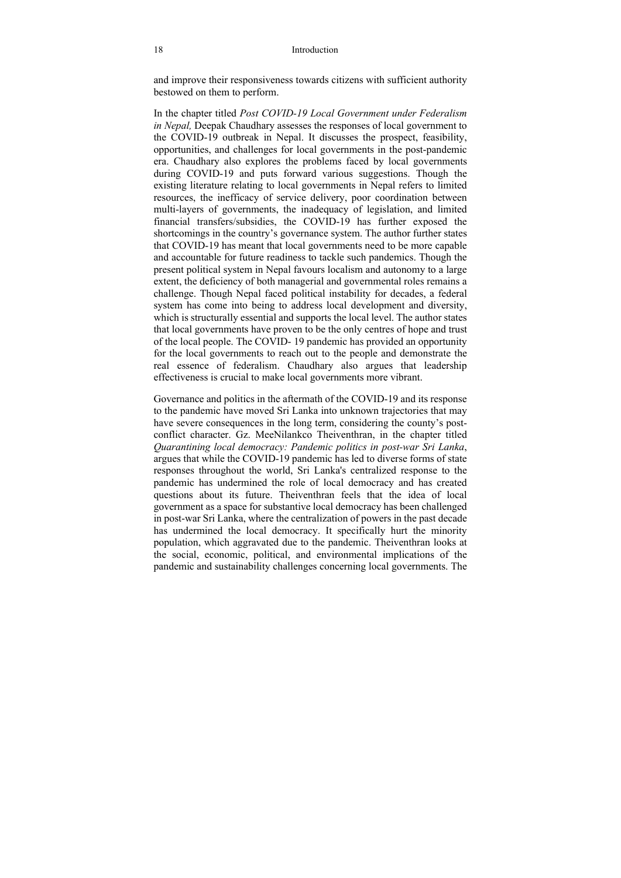and improve their responsiveness towards citizens with sufficient authority bestowed on them to perform.

In the chapter titled *Post COVID-19 Local Government under Federalism in Nepal,* Deepak Chaudhary assesses the responses of local government to the COVID-19 outbreak in Nepal. It discusses the prospect, feasibility, opportunities, and challenges for local governments in the post-pandemic era. Chaudhary also explores the problems faced by local governments during COVID-19 and puts forward various suggestions. Though the existing literature relating to local governments in Nepal refers to limited resources, the inefficacy of service delivery, poor coordination between multi-layers of governments, the inadequacy of legislation, and limited financial transfers/subsidies, the COVID-19 has further exposed the shortcomings in the country's governance system. The author further states that COVID-19 has meant that local governments need to be more capable and accountable for future readiness to tackle such pandemics. Though the present political system in Nepal favours localism and autonomy to a large extent, the deficiency of both managerial and governmental roles remains a challenge. Though Nepal faced political instability for decades, a federal system has come into being to address local development and diversity, which is structurally essential and supports the local level. The author states that local governments have proven to be the only centres of hope and trust of the local people. The COVID- 19 pandemic has provided an opportunity for the local governments to reach out to the people and demonstrate the real essence of federalism. Chaudhary also argues that leadership effectiveness is crucial to make local governments more vibrant.

Governance and politics in the aftermath of the COVID-19 and its response to the pandemic have moved Sri Lanka into unknown trajectories that may have severe consequences in the long term, considering the county's post-conflict character. Gz. MeeNilankco Theiventhran, in the chapter titled *Quarantining local democracy: Pandemic politics in post-war Sri Lanka*, argues that while the COVID-19 pandemic has led to diverse forms of state responses throughout the world, Sri Lanka's centralized response to the pandemic has undermined the role of local democracy and has created questions about its future. Theiventhran feels that the idea of local government as a space for substantive local democracy has been challenged in post-war Sri Lanka, where the centralization of powers in the past decade has undermined the local democracy. It specifically hurt the minority population, which aggravated due to the pandemic. Theiventhran looks at the social, economic, political, and environmental implications of the pandemic and sustainability challenges concerning local governments. The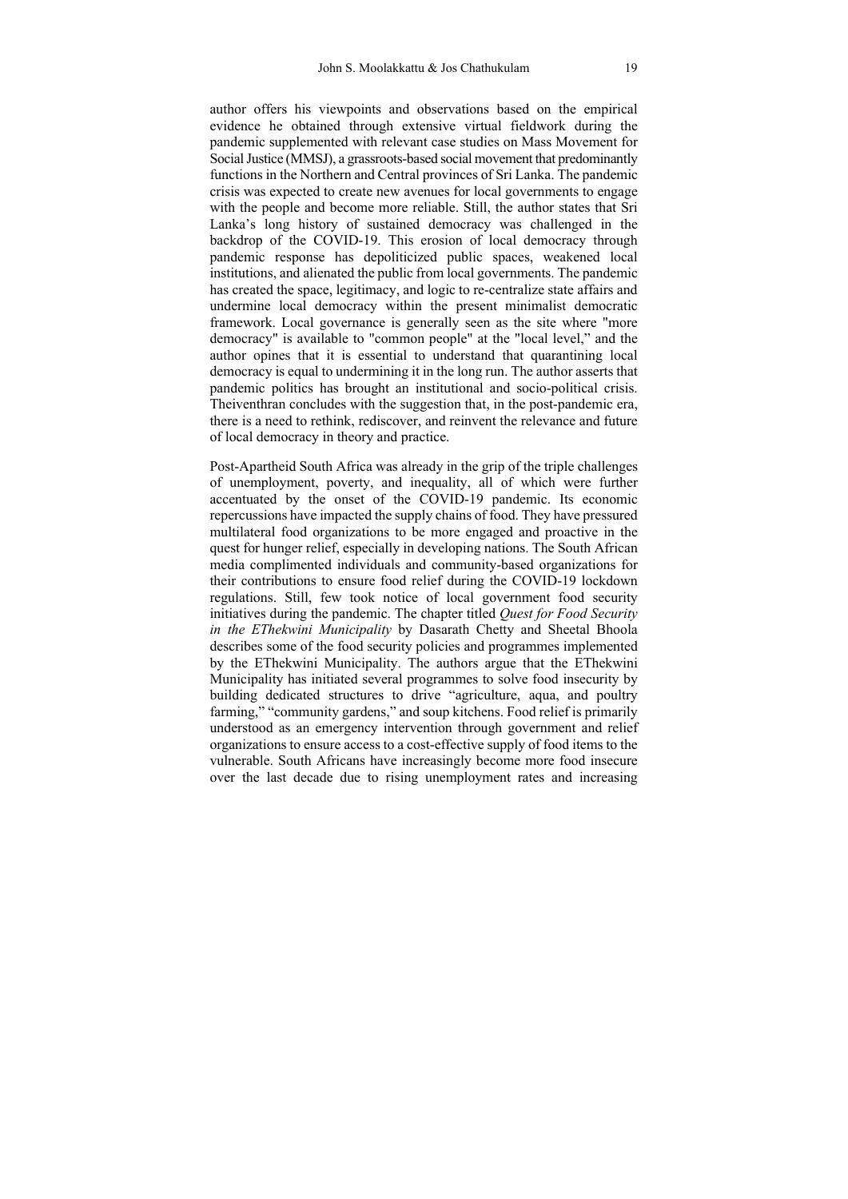author offers his viewpoints and observations based on the empirical evidence he obtained through extensive virtual fieldwork during the pandemic supplemented with relevant case studies on Mass Movement for Social Justice (MMSJ), a grassroots-based social movement that predominantly functions in the Northern and Central provinces of Sri Lanka. The pandemic crisis was expected to create new avenues for local governments to engage with the people and become more reliable. Still, the author states that Sri Lanka's long history of sustained democracy was challenged in the backdrop of the COVID-19. This erosion of local democracy through pandemic response has depoliticized public spaces, weakened local institutions, and alienated the public from local governments. The pandemic has created the space, legitimacy, and logic to re-centralize state affairs and undermine local democracy within the present minimalist democratic framework. Local governance is generally seen as the site where "more democracy" is available to "common people" at the "local level," and the author opines that it is essential to understand that quarantining local democracy is equal to undermining it in the long run. The author asserts that pandemic politics has brought an institutional and socio-political crisis. Theiventhran concludes with the suggestion that, in the post-pandemic era, there is a need to rethink, rediscover, and reinvent the relevance and future of local democracy in theory and practice.

Post-Apartheid South Africa was already in the grip of the triple challenges of unemployment, poverty, and inequality, all of which were further accentuated by the onset of the COVID-19 pandemic. Its economic repercussions have impacted the supply chains of food. They have pressured multilateral food organizations to be more engaged and proactive in the quest for hunger relief, especially in developing nations. The South African media complimented individuals and community-based organizations for their contributions to ensure food relief during the COVID-19 lockdown regulations. Still, few took notice of local government food security initiatives during the pandemic. The chapter titled *Quest for Food Security in the EThekwini Municipality* by Dasarath Chetty and Sheetal Bhoola describes some of the food security policies and programmes implemented by the EThekwini Municipality. The authors argue that the EThekwini Municipality has initiated several programmes to solve food insecurity by building dedicated structures to drive "agriculture, aqua, and poultry farming," "community gardens," and soup kitchens. Food relief is primarily understood as an emergency intervention through government and relief organizations to ensure access to a cost-effective supply of food items to the vulnerable. South Africans have increasingly become more food insecure over the last decade due to rising unemployment rates and increasing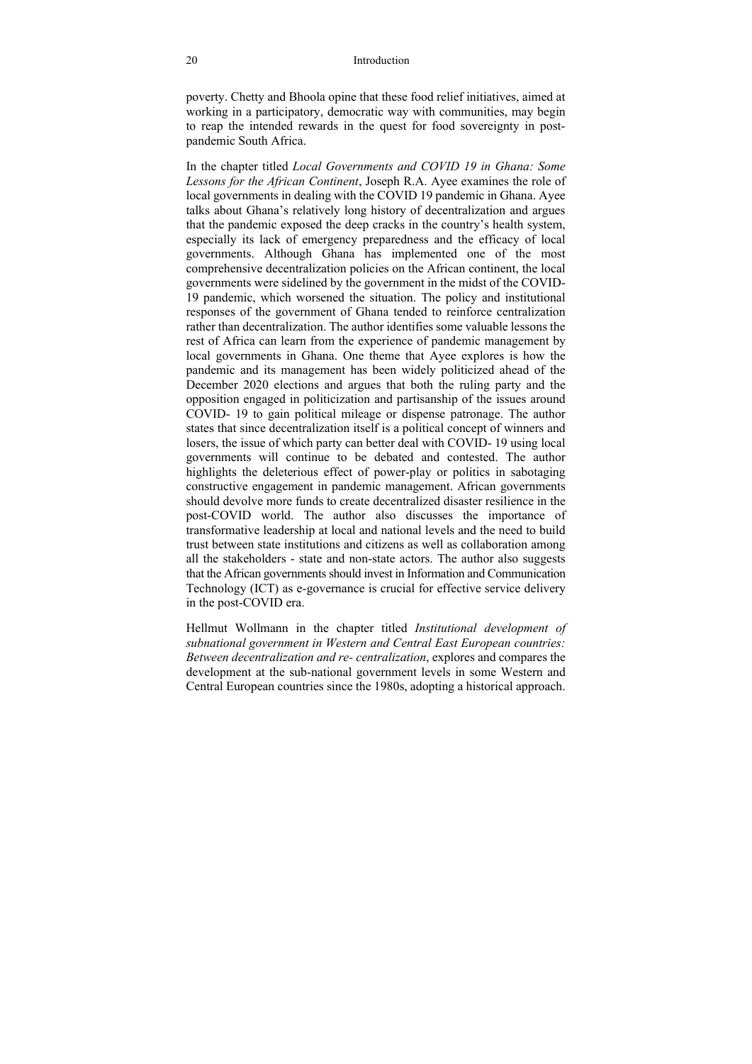poverty. Chetty and Bhoola opine that these food relief initiatives, aimed at working in a participatory, democratic way with communities, may begin to reap the intended rewards in the quest for food sovereignty in post-pandemic South Africa.

In the chapter titled *Local Governments and COVID 19 in Ghana: Some Lessons for the African Continent*, Joseph R.A. Ayee examines the role of local governments in dealing with the COVID 19 pandemic in Ghana. Ayee talks about Ghana's relatively long history of decentralization and argues that the pandemic exposed the deep cracks in the country's health system, especially its lack of emergency preparedness and the efficacy of local governments. Although Ghana has implemented one of the most comprehensive decentralization policies on the African continent, the local governments were sidelined by the government in the midst of the COVID-19 pandemic, which worsened the situation. The policy and institutional responses of the government of Ghana tended to reinforce centralization rather than decentralization. The author identifies some valuable lessons the rest of Africa can learn from the experience of pandemic management by local governments in Ghana. One theme that Ayee explores is how the pandemic and its management has been widely politicized ahead of the December 2020 elections and argues that both the ruling party and the opposition engaged in politicization and partisanship of the issues around COVID- 19 to gain political mileage or dispense patronage. The author states that since decentralization itself is a political concept of winners and losers, the issue of which party can better deal with COVID- 19 using local governments will continue to be debated and contested. The author highlights the deleterious effect of power-play or politics in sabotaging constructive engagement in pandemic management. African governments should devolve more funds to create decentralized disaster resilience in the post-COVID world. The author also discusses the importance of transformative leadership at local and national levels and the need to build trust between state institutions and citizens as well as collaboration among all the stakeholders - state and non-state actors. The author also suggests that the African governments should invest in Information and Communication Technology (ICT) as e-governance is crucial for effective service delivery in the post-COVID era.

Hellmut Wollmann in the chapter titled *Institutional development of subnational government in Western and Central East European countries: Between decentralization and re- centralization*, explores and compares the development at the sub-national government levels in some Western and Central European countries since the 1980s, adopting a historical approach.